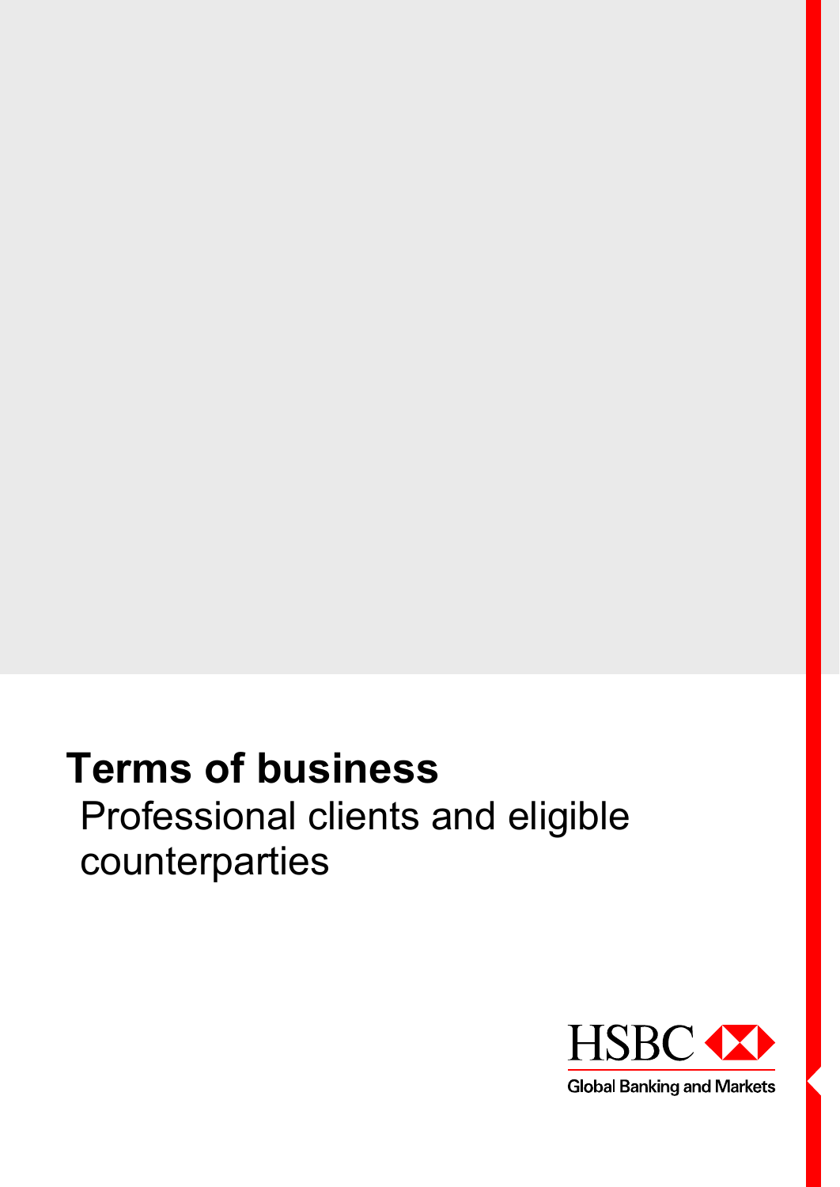# Terms of business

Professional clients and eligible counterparties

HSBC

Global Banking and Markets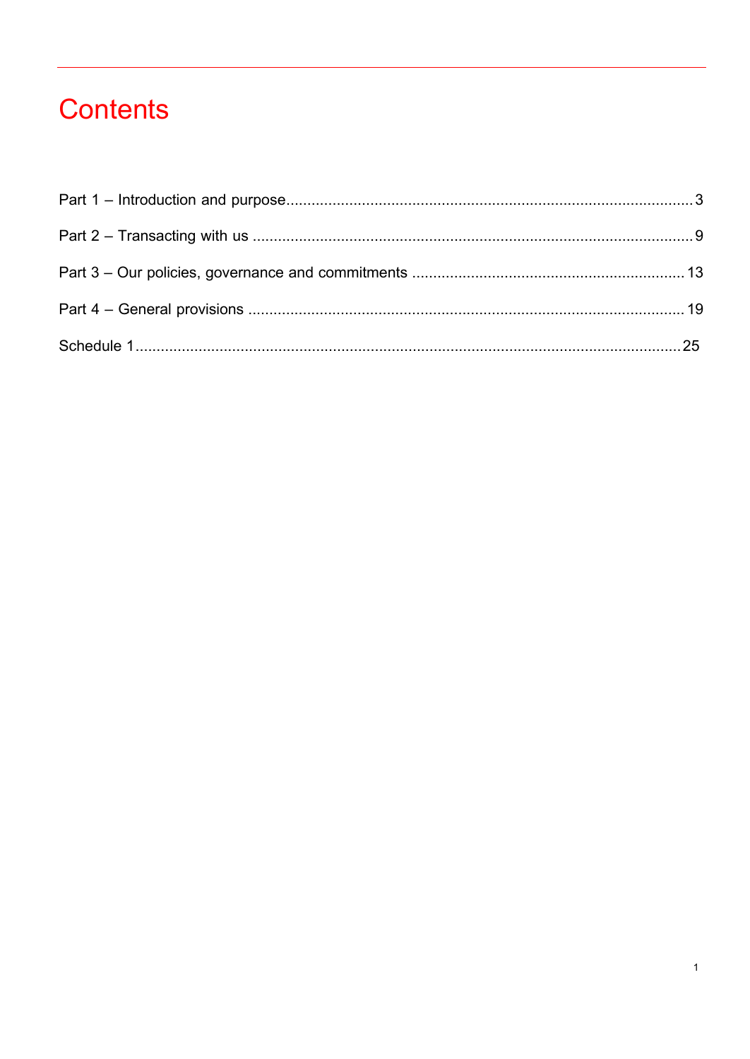# Contents

Part 1 – Introduction and purpose ........................................................................................... 3

Part 2 – Transacting with us ..................................................................................................... 9

Part 3 – Our policies, governance and commitments ............................................................. 13

Part 4 – General provisions ..................................................................................................... 19

Schedule 1 ............................................................................................................................... 25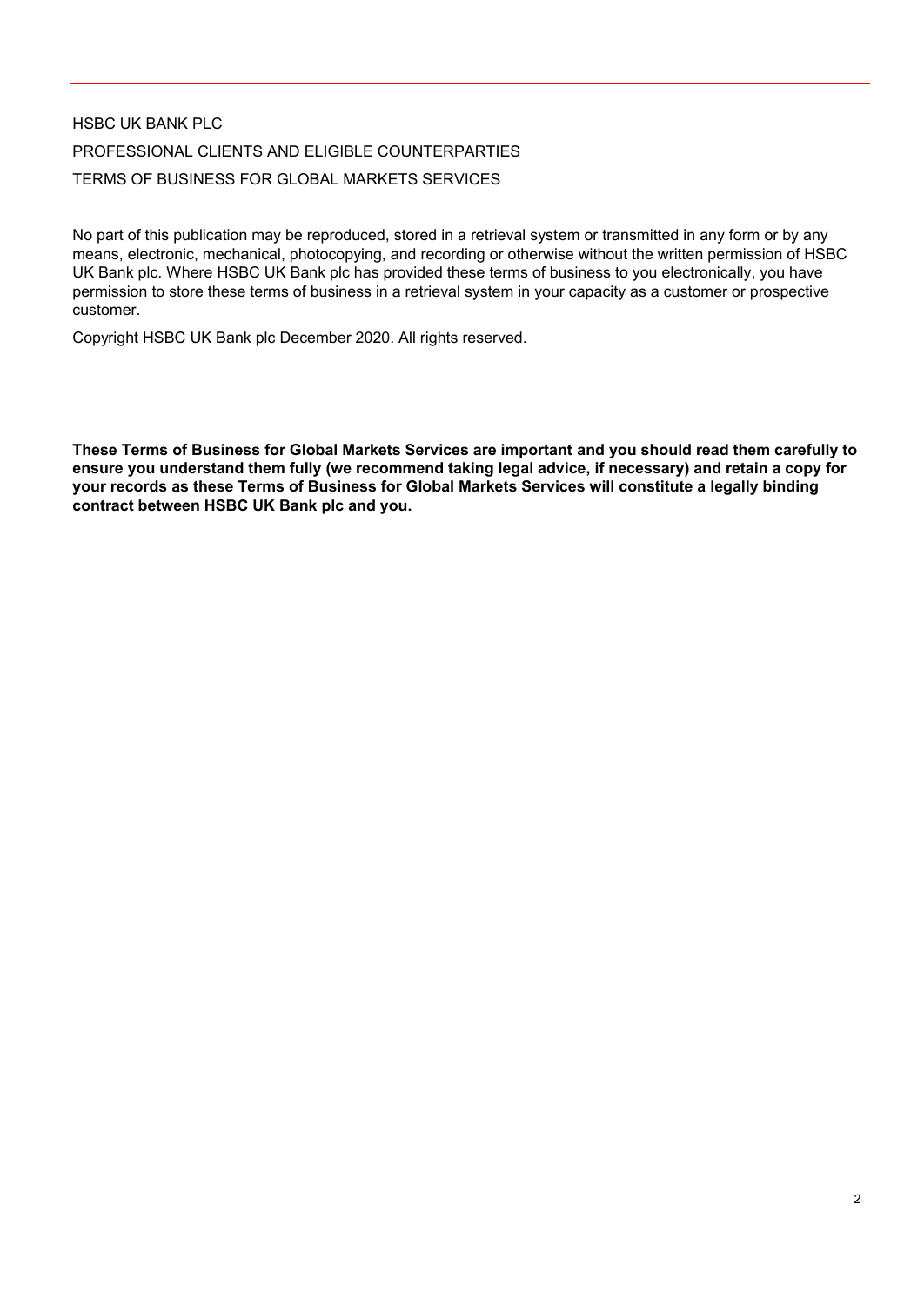HSBC UK BANK PLC

PROFESSIONAL CLIENTS AND ELIGIBLE COUNTERPARTIES

TERMS OF BUSINESS FOR GLOBAL MARKETS SERVICES

No part of this publication may be reproduced, stored in a retrieval system or transmitted in any form or by any means, electronic, mechanical, photocopying, and recording or otherwise without the written permission of HSBC UK Bank plc. Where HSBC UK Bank plc has provided these terms of business to you electronically, you have permission to store these terms of business in a retrieval system in your capacity as a customer or prospective customer.

Copyright HSBC UK Bank plc December 2020. All rights reserved.

**These Terms of Business for Global Markets Services are important and you should read them carefully to ensure you understand them fully (we recommend taking legal advice, if necessary) and retain a copy for your records as these Terms of Business for Global Markets Services will constitute a legally binding contract between HSBC UK Bank plc and you.**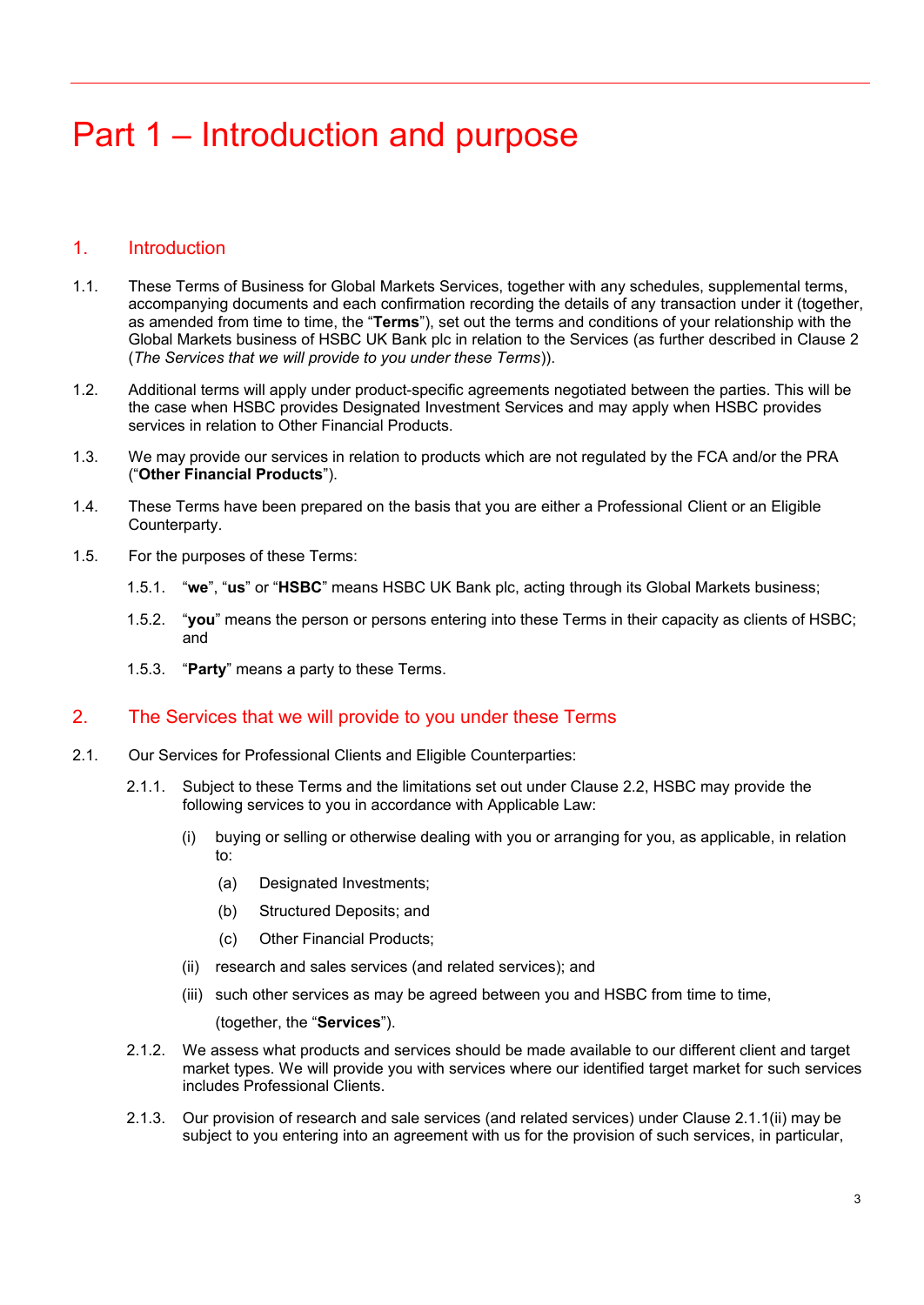# Part 1 – Introduction and purpose

## 1. Introduction

1.1. These Terms of Business for Global Markets Services, together with any schedules, supplemental terms, accompanying documents and each confirmation recording the details of any transaction under it (together, as amended from time to time, the "**Terms**"), set out the terms and conditions of your relationship with the Global Markets business of HSBC UK Bank plc in relation to the Services (as further described in Clause 2 (*The Services that we will provide to you under these Terms*)).

1.2. Additional terms will apply under product-specific agreements negotiated between the parties. This will be the case when HSBC provides Designated Investment Services and may apply when HSBC provides services in relation to Other Financial Products.

1.3. We may provide our services in relation to products which are not regulated by the FCA and/or the PRA ("**Other Financial Products**").

1.4. These Terms have been prepared on the basis that you are either a Professional Client or an Eligible Counterparty.

1.5. For the purposes of these Terms:

1.5.1. "**we**", "**us**" or "**HSBC**" means HSBC UK Bank plc, acting through its Global Markets business;

1.5.2. "**you**" means the person or persons entering into these Terms in their capacity as clients of HSBC; and

1.5.3. "**Party**" means a party to these Terms.

## 2. The Services that we will provide to you under these Terms

2.1. Our Services for Professional Clients and Eligible Counterparties:

2.1.1. Subject to these Terms and the limitations set out under Clause 2.2, HSBC may provide the following services to you in accordance with Applicable Law:

(i) buying or selling or otherwise dealing with you or arranging for you, as applicable, in relation to:

(a) Designated Investments;

(b) Structured Deposits; and

(c) Other Financial Products;

(ii) research and sales services (and related services); and

(iii) such other services as may be agreed between you and HSBC from time to time,

(together, the "**Services**").

2.1.2. We assess what products and services should be made available to our different client and target market types. We will provide you with services where our identified target market for such services includes Professional Clients.

2.1.3. Our provision of research and sale services (and related services) under Clause 2.1.1(ii) may be subject to you entering into an agreement with us for the provision of such services, in particular,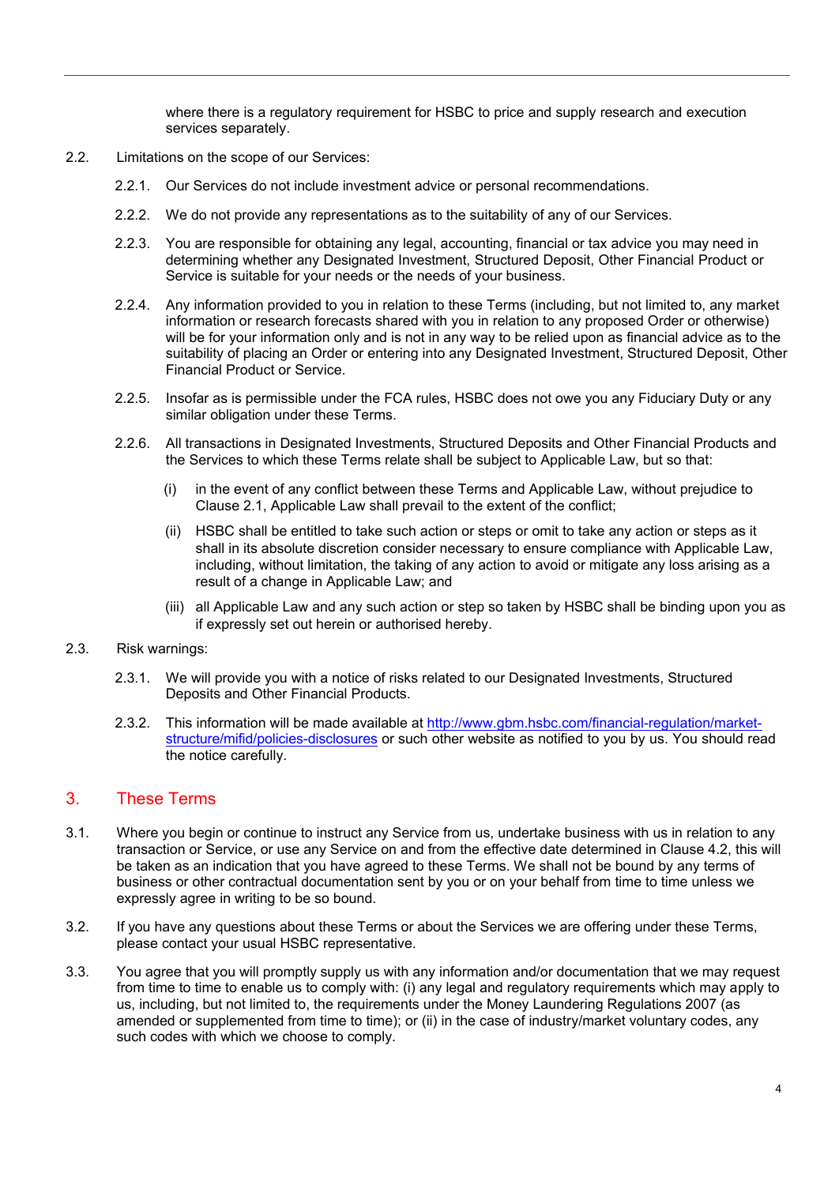where there is a regulatory requirement for HSBC to price and supply research and execution services separately.

2.2. Limitations on the scope of our Services:

2.2.1. Our Services do not include investment advice or personal recommendations.

2.2.2. We do not provide any representations as to the suitability of any of our Services.

2.2.3. You are responsible for obtaining any legal, accounting, financial or tax advice you may need in determining whether any Designated Investment, Structured Deposit, Other Financial Product or Service is suitable for your needs or the needs of your business.

2.2.4. Any information provided to you in relation to these Terms (including, but not limited to, any market information or research forecasts shared with you in relation to any proposed Order or otherwise) will be for your information only and is not in any way to be relied upon as financial advice as to the suitability of placing an Order or entering into any Designated Investment, Structured Deposit, Other Financial Product or Service.

2.2.5. Insofar as is permissible under the FCA rules, HSBC does not owe you any Fiduciary Duty or any similar obligation under these Terms.

2.2.6. All transactions in Designated Investments, Structured Deposits and Other Financial Products and the Services to which these Terms relate shall be subject to Applicable Law, but so that:

(i) in the event of any conflict between these Terms and Applicable Law, without prejudice to Clause 2.1, Applicable Law shall prevail to the extent of the conflict;

(ii) HSBC shall be entitled to take such action or steps or omit to take any action or steps as it shall in its absolute discretion consider necessary to ensure compliance with Applicable Law, including, without limitation, the taking of any action to avoid or mitigate any loss arising as a result of a change in Applicable Law; and

(iii) all Applicable Law and any such action or step so taken by HSBC shall be binding upon you as if expressly set out herein or authorised hereby.

2.3. Risk warnings:

2.3.1. We will provide you with a notice of risks related to our Designated Investments, Structured Deposits and Other Financial Products.

2.3.2. This information will be made available at [http://www.gbm.hsbc.com/financial-regulation/market-structure/mifid/policies-disclosures](http://www.gbm.hsbc.com/financial-regulation/market-structure/mifid/policies-disclosures) or such other website as notified to you by us. You should read the notice carefully.

## 3. These Terms

3.1. Where you begin or continue to instruct any Service from us, undertake business with us in relation to any transaction or Service, or use any Service on and from the effective date determined in Clause 4.2, this will be taken as an indication that you have agreed to these Terms. We shall not be bound by any terms of business or other contractual documentation sent by you or on your behalf from time to time unless we expressly agree in writing to be so bound.

3.2. If you have any questions about these Terms or about the Services we are offering under these Terms, please contact your usual HSBC representative.

3.3. You agree that you will promptly supply us with any information and/or documentation that we may request from time to time to enable us to comply with: (i) any legal and regulatory requirements which may apply to us, including, but not limited to, the requirements under the Money Laundering Regulations 2007 (as amended or supplemented from time to time); or (ii) in the case of industry/market voluntary codes, any such codes with which we choose to comply.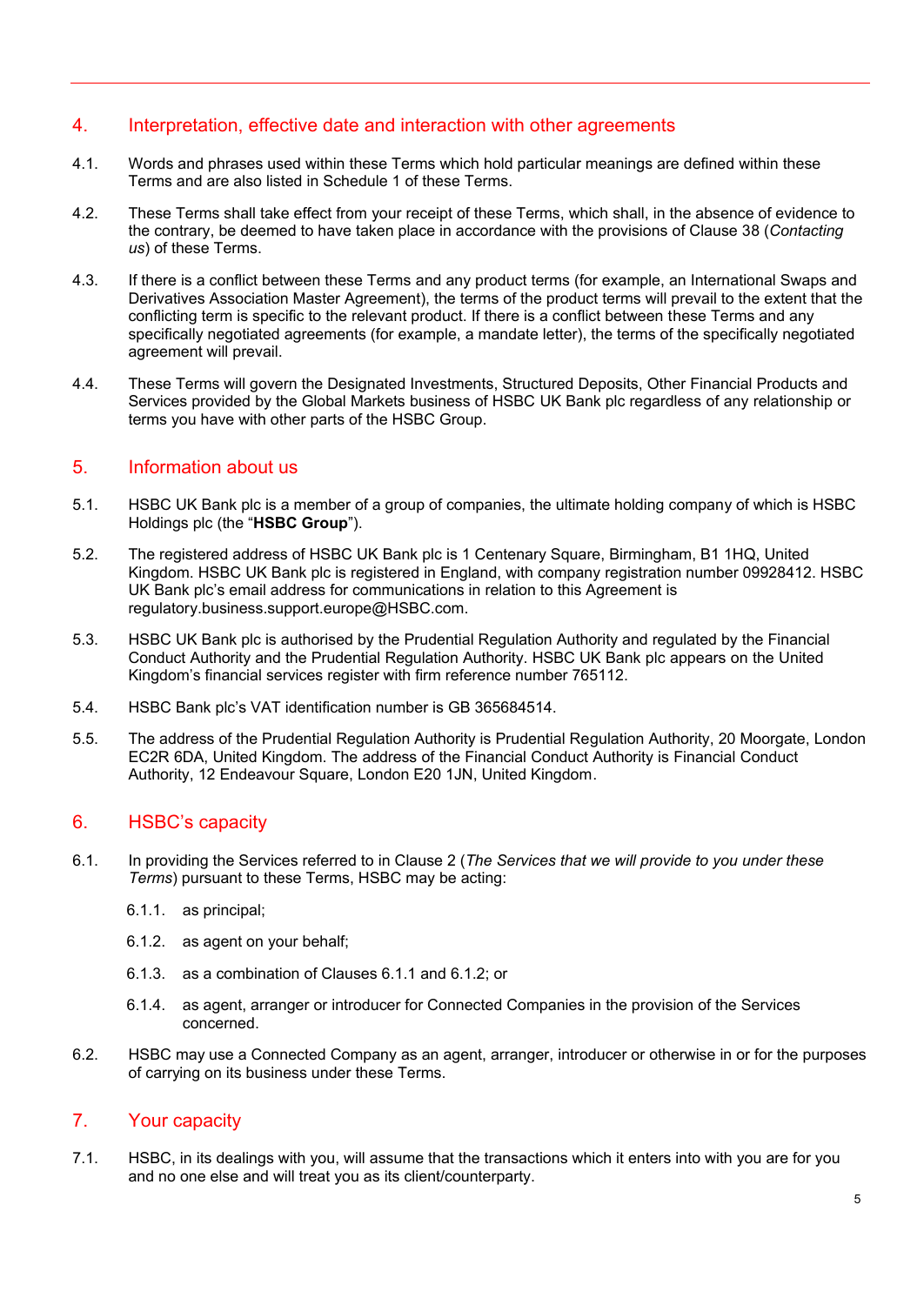## 4. Interpretation, effective date and interaction with other agreements

4.1. Words and phrases used within these Terms which hold particular meanings are defined within these Terms and are also listed in Schedule 1 of these Terms.

4.2. These Terms shall take effect from your receipt of these Terms, which shall, in the absence of evidence to the contrary, be deemed to have taken place in accordance with the provisions of Clause 38 (*Contacting us*) of these Terms.

4.3. If there is a conflict between these Terms and any product terms (for example, an International Swaps and Derivatives Association Master Agreement), the terms of the product terms will prevail to the extent that the conflicting term is specific to the relevant product. If there is a conflict between these Terms and any specifically negotiated agreements (for example, a mandate letter), the terms of the specifically negotiated agreement will prevail.

4.4. These Terms will govern the Designated Investments, Structured Deposits, Other Financial Products and Services provided by the Global Markets business of HSBC UK Bank plc regardless of any relationship or terms you have with other parts of the HSBC Group.

## 5. Information about us

5.1. HSBC UK Bank plc is a member of a group of companies, the ultimate holding company of which is HSBC Holdings plc (the "**HSBC Group**").

5.2. The registered address of HSBC UK Bank plc is 1 Centenary Square, Birmingham, B1 1HQ, United Kingdom. HSBC UK Bank plc is registered in England, with company registration number 09928412. HSBC UK Bank plc's email address for communications in relation to this Agreement is regulatory.business.support.europe@HSBC.com.

5.3. HSBC UK Bank plc is authorised by the Prudential Regulation Authority and regulated by the Financial Conduct Authority and the Prudential Regulation Authority. HSBC UK Bank plc appears on the United Kingdom's financial services register with firm reference number 765112.

5.4. HSBC Bank plc's VAT identification number is GB 365684514.

5.5. The address of the Prudential Regulation Authority is Prudential Regulation Authority, 20 Moorgate, London EC2R 6DA, United Kingdom. The address of the Financial Conduct Authority is Financial Conduct Authority, 12 Endeavour Square, London E20 1JN, United Kingdom.

## 6. HSBC's capacity

6.1. In providing the Services referred to in Clause 2 (*The Services that we will provide to you under these Terms*) pursuant to these Terms, HSBC may be acting:

- 6.1.1. as principal;
- 6.1.2. as agent on your behalf;
- 6.1.3. as a combination of Clauses 6.1.1 and 6.1.2; or
- 6.1.4. as agent, arranger or introducer for Connected Companies in the provision of the Services concerned.

6.2. HSBC may use a Connected Company as an agent, arranger, introducer or otherwise in or for the purposes of carrying on its business under these Terms.

## 7. Your capacity

7.1. HSBC, in its dealings with you, will assume that the transactions which it enters into with you are for you and no one else and will treat you as its client/counterparty.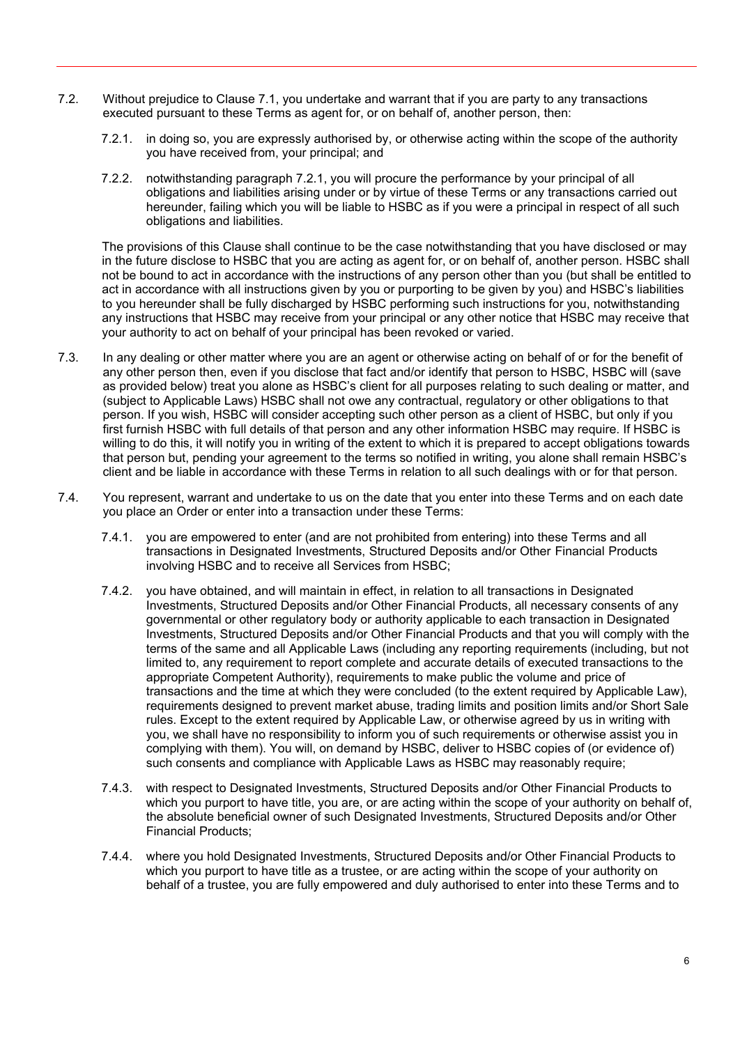7.2. Without prejudice to Clause 7.1, you undertake and warrant that if you are party to any transactions executed pursuant to these Terms as agent for, or on behalf of, another person, then:

7.2.1. in doing so, you are expressly authorised by, or otherwise acting within the scope of the authority you have received from, your principal; and

7.2.2. notwithstanding paragraph 7.2.1, you will procure the performance by your principal of all obligations and liabilities arising under or by virtue of these Terms or any transactions carried out hereunder, failing which you will be liable to HSBC as if you were a principal in respect of all such obligations and liabilities.

The provisions of this Clause shall continue to be the case notwithstanding that you have disclosed or may in the future disclose to HSBC that you are acting as agent for, or on behalf of, another person. HSBC shall not be bound to act in accordance with the instructions of any person other than you (but shall be entitled to act in accordance with all instructions given by you or purporting to be given by you) and HSBC's liabilities to you hereunder shall be fully discharged by HSBC performing such instructions for you, notwithstanding any instructions that HSBC may receive from your principal or any other notice that HSBC may receive that your authority to act on behalf of your principal has been revoked or varied.

7.3. In any dealing or other matter where you are an agent or otherwise acting on behalf of or for the benefit of any other person then, even if you disclose that fact and/or identify that person to HSBC, HSBC will (save as provided below) treat you alone as HSBC's client for all purposes relating to such dealing or matter, and (subject to Applicable Laws) HSBC shall not owe any contractual, regulatory or other obligations to that person. If you wish, HSBC will consider accepting such other person as a client of HSBC, but only if you first furnish HSBC with full details of that person and any other information HSBC may require. If HSBC is willing to do this, it will notify you in writing of the extent to which it is prepared to accept obligations towards that person but, pending your agreement to the terms so notified in writing, you alone shall remain HSBC's client and be liable in accordance with these Terms in relation to all such dealings with or for that person.

7.4. You represent, warrant and undertake to us on the date that you enter into these Terms and on each date you place an Order or enter into a transaction under these Terms:

7.4.1. you are empowered to enter (and are not prohibited from entering) into these Terms and all transactions in Designated Investments, Structured Deposits and/or Other Financial Products involving HSBC and to receive all Services from HSBC;

7.4.2. you have obtained, and will maintain in effect, in relation to all transactions in Designated Investments, Structured Deposits and/or Other Financial Products, all necessary consents of any governmental or other regulatory body or authority applicable to each transaction in Designated Investments, Structured Deposits and/or Other Financial Products and that you will comply with the terms of the same and all Applicable Laws (including any reporting requirements (including, but not limited to, any requirement to report complete and accurate details of executed transactions to the appropriate Competent Authority), requirements to make public the volume and price of transactions and the time at which they were concluded (to the extent required by Applicable Law), requirements designed to prevent market abuse, trading limits and position limits and/or Short Sale rules. Except to the extent required by Applicable Law, or otherwise agreed by us in writing with you, we shall have no responsibility to inform you of such requirements or otherwise assist you in complying with them). You will, on demand by HSBC, deliver to HSBC copies of (or evidence of) such consents and compliance with Applicable Laws as HSBC may reasonably require;

7.4.3. with respect to Designated Investments, Structured Deposits and/or Other Financial Products to which you purport to have title, you are, or are acting within the scope of your authority on behalf of, the absolute beneficial owner of such Designated Investments, Structured Deposits and/or Other Financial Products;

7.4.4. where you hold Designated Investments, Structured Deposits and/or Other Financial Products to which you purport to have title as a trustee, or are acting within the scope of your authority on behalf of a trustee, you are fully empowered and duly authorised to enter into these Terms and to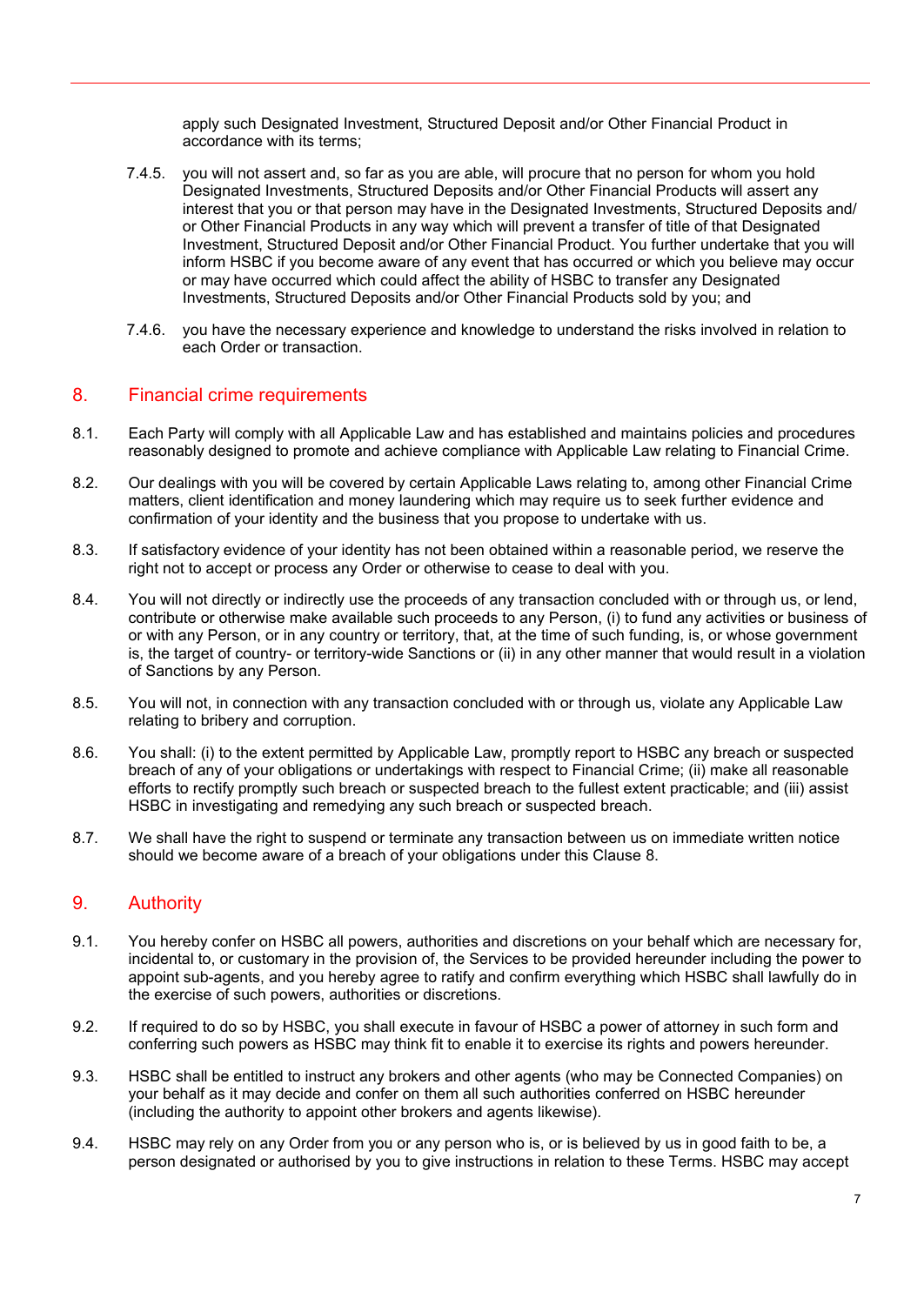apply such Designated Investment, Structured Deposit and/or Other Financial Product in accordance with its terms;

7.4.5. you will not assert and, so far as you are able, will procure that no person for whom you hold Designated Investments, Structured Deposits and/or Other Financial Products will assert any interest that you or that person may have in the Designated Investments, Structured Deposits and/or Other Financial Products in any way which will prevent a transfer of title of that Designated Investment, Structured Deposit and/or Other Financial Product. You further undertake that you will inform HSBC if you become aware of any event that has occurred or which you believe may occur or may have occurred which could affect the ability of HSBC to transfer any Designated Investments, Structured Deposits and/or Other Financial Products sold by you; and

7.4.6. you have the necessary experience and knowledge to understand the risks involved in relation to each Order or transaction.

## 8. Financial crime requirements

8.1. Each Party will comply with all Applicable Law and has established and maintains policies and procedures reasonably designed to promote and achieve compliance with Applicable Law relating to Financial Crime.

8.2. Our dealings with you will be covered by certain Applicable Laws relating to, among other Financial Crime matters, client identification and money laundering which may require us to seek further evidence and confirmation of your identity and the business that you propose to undertake with us.

8.3. If satisfactory evidence of your identity has not been obtained within a reasonable period, we reserve the right not to accept or process any Order or otherwise to cease to deal with you.

8.4. You will not directly or indirectly use the proceeds of any transaction concluded with or through us, or lend, contribute or otherwise make available such proceeds to any Person, (i) to fund any activities or business of or with any Person, or in any country or territory, that, at the time of such funding, is, or whose government is, the target of country- or territory-wide Sanctions or (ii) in any other manner that would result in a violation of Sanctions by any Person.

8.5. You will not, in connection with any transaction concluded with or through us, violate any Applicable Law relating to bribery and corruption.

8.6. You shall: (i) to the extent permitted by Applicable Law, promptly report to HSBC any breach or suspected breach of any of your obligations or undertakings with respect to Financial Crime; (ii) make all reasonable efforts to rectify promptly such breach or suspected breach to the fullest extent practicable; and (iii) assist HSBC in investigating and remedying any such breach or suspected breach.

8.7. We shall have the right to suspend or terminate any transaction between us on immediate written notice should we become aware of a breach of your obligations under this Clause 8.

## 9. Authority

9.1. You hereby confer on HSBC all powers, authorities and discretions on your behalf which are necessary for, incidental to, or customary in the provision of, the Services to be provided hereunder including the power to appoint sub-agents, and you hereby agree to ratify and confirm everything which HSBC shall lawfully do in the exercise of such powers, authorities or discretions.

9.2. If required to do so by HSBC, you shall execute in favour of HSBC a power of attorney in such form and conferring such powers as HSBC may think fit to enable it to exercise its rights and powers hereunder.

9.3. HSBC shall be entitled to instruct any brokers and other agents (who may be Connected Companies) on your behalf as it may decide and confer on them all such authorities conferred on HSBC hereunder (including the authority to appoint other brokers and agents likewise).

9.4. HSBC may rely on any Order from you or any person who is, or is believed by us in good faith to be, a person designated or authorised by you to give instructions in relation to these Terms. HSBC may accept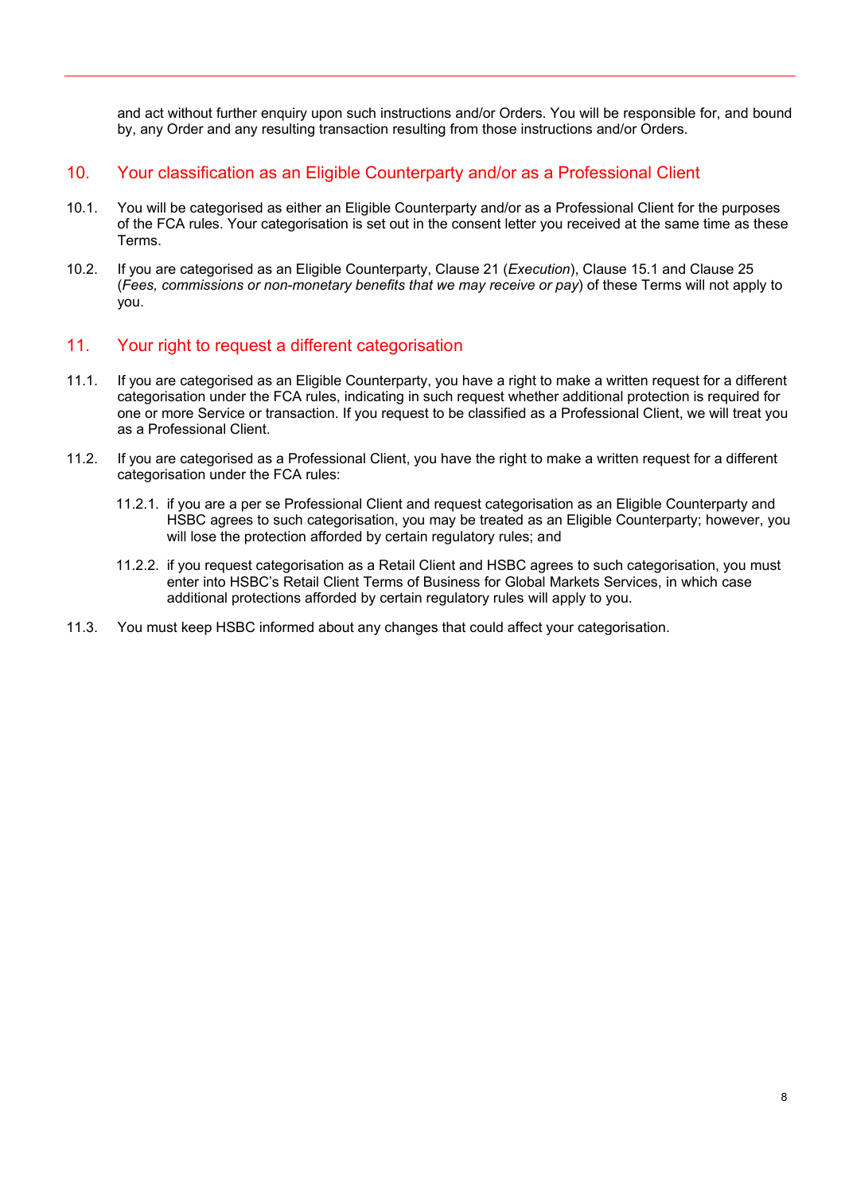and act without further enquiry upon such instructions and/or Orders. You will be responsible for, and bound by, any Order and any resulting transaction resulting from those instructions and/or Orders.

## 10. Your classification as an Eligible Counterparty and/or as a Professional Client

10.1. You will be categorised as either an Eligible Counterparty and/or as a Professional Client for the purposes of the FCA rules. Your categorisation is set out in the consent letter you received at the same time as these Terms.

10.2. If you are categorised as an Eligible Counterparty, Clause 21 (*Execution*), Clause 15.1 and Clause 25 (*Fees, commissions or non-monetary benefits that we may receive or pay*) of these Terms will not apply to you.

## 11. Your right to request a different categorisation

11.1. If you are categorised as an Eligible Counterparty, you have a right to make a written request for a different categorisation under the FCA rules, indicating in such request whether additional protection is required for one or more Service or transaction. If you request to be classified as a Professional Client, we will treat you as a Professional Client.

11.2. If you are categorised as a Professional Client, you have the right to make a written request for a different categorisation under the FCA rules:

11.2.1. if you are a per se Professional Client and request categorisation as an Eligible Counterparty and HSBC agrees to such categorisation, you may be treated as an Eligible Counterparty; however, you will lose the protection afforded by certain regulatory rules; and

11.2.2. if you request categorisation as a Retail Client and HSBC agrees to such categorisation, you must enter into HSBC's Retail Client Terms of Business for Global Markets Services, in which case additional protections afforded by certain regulatory rules will apply to you.

11.3. You must keep HSBC informed about any changes that could affect your categorisation.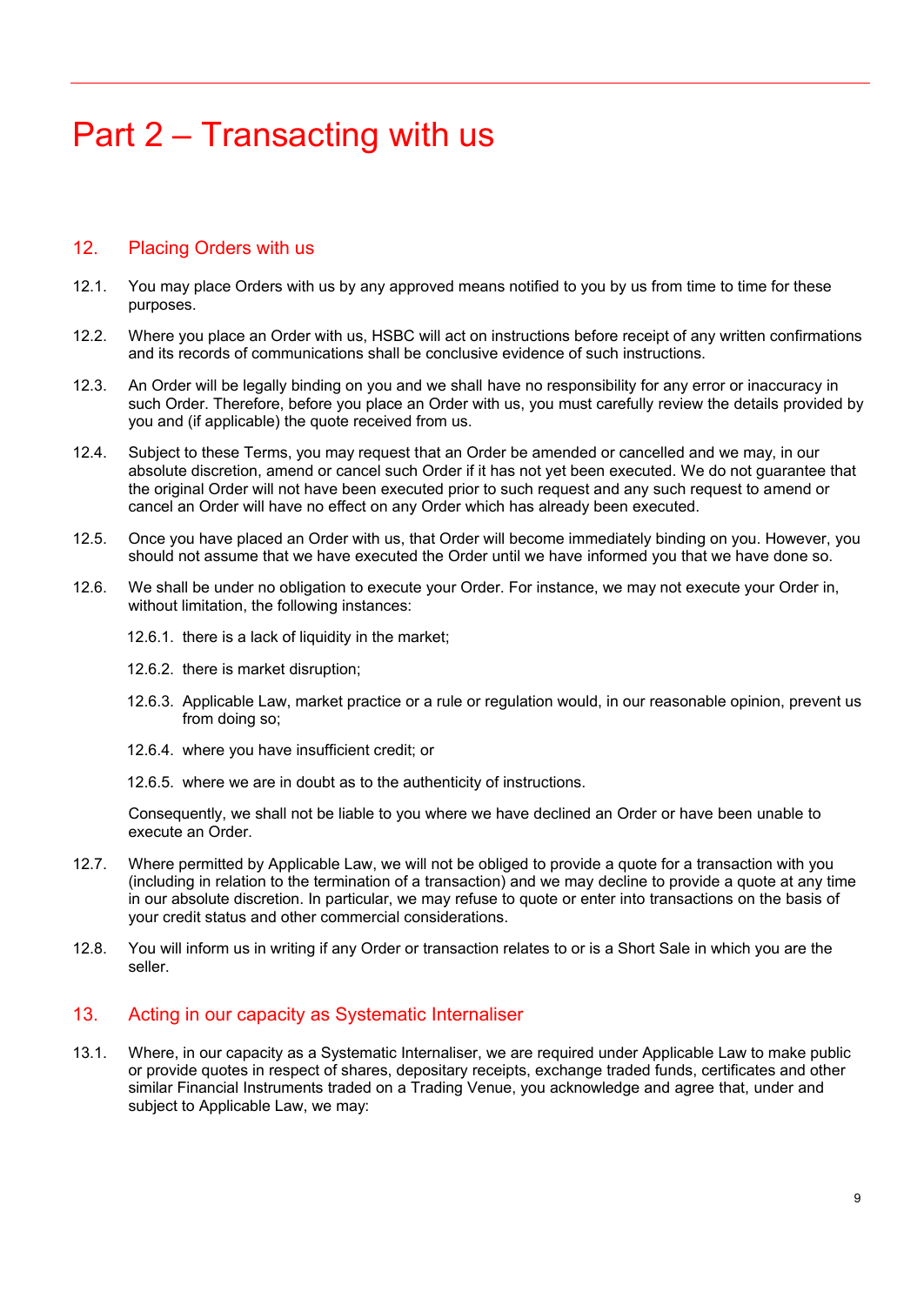# Part 2 – Transacting with us

## 12. Placing Orders with us

12.1. You may place Orders with us by any approved means notified to you by us from time to time for these purposes.

12.2. Where you place an Order with us, HSBC will act on instructions before receipt of any written confirmations and its records of communications shall be conclusive evidence of such instructions.

12.3. An Order will be legally binding on you and we shall have no responsibility for any error or inaccuracy in such Order. Therefore, before you place an Order with us, you must carefully review the details provided by you and (if applicable) the quote received from us.

12.4. Subject to these Terms, you may request that an Order be amended or cancelled and we may, in our absolute discretion, amend or cancel such Order if it has not yet been executed. We do not guarantee that the original Order will not have been executed prior to such request and any such request to amend or cancel an Order will have no effect on any Order which has already been executed.

12.5. Once you have placed an Order with us, that Order will become immediately binding on you. However, you should not assume that we have executed the Order until we have informed you that we have done so.

12.6. We shall be under no obligation to execute your Order. For instance, we may not execute your Order in, without limitation, the following instances:

12.6.1. there is a lack of liquidity in the market;

12.6.2. there is market disruption;

12.6.3. Applicable Law, market practice or a rule or regulation would, in our reasonable opinion, prevent us from doing so;

12.6.4. where you have insufficient credit; or

12.6.5. where we are in doubt as to the authenticity of instructions.

Consequently, we shall not be liable to you where we have declined an Order or have been unable to execute an Order.

12.7. Where permitted by Applicable Law, we will not be obliged to provide a quote for a transaction with you (including in relation to the termination of a transaction) and we may decline to provide a quote at any time in our absolute discretion. In particular, we may refuse to quote or enter into transactions on the basis of your credit status and other commercial considerations.

12.8. You will inform us in writing if any Order or transaction relates to or is a Short Sale in which you are the seller.

## 13. Acting in our capacity as Systematic Internaliser

13.1. Where, in our capacity as a Systematic Internaliser, we are required under Applicable Law to make public or provide quotes in respect of shares, depositary receipts, exchange traded funds, certificates and other similar Financial Instruments traded on a Trading Venue, you acknowledge and agree that, under and subject to Applicable Law, we may: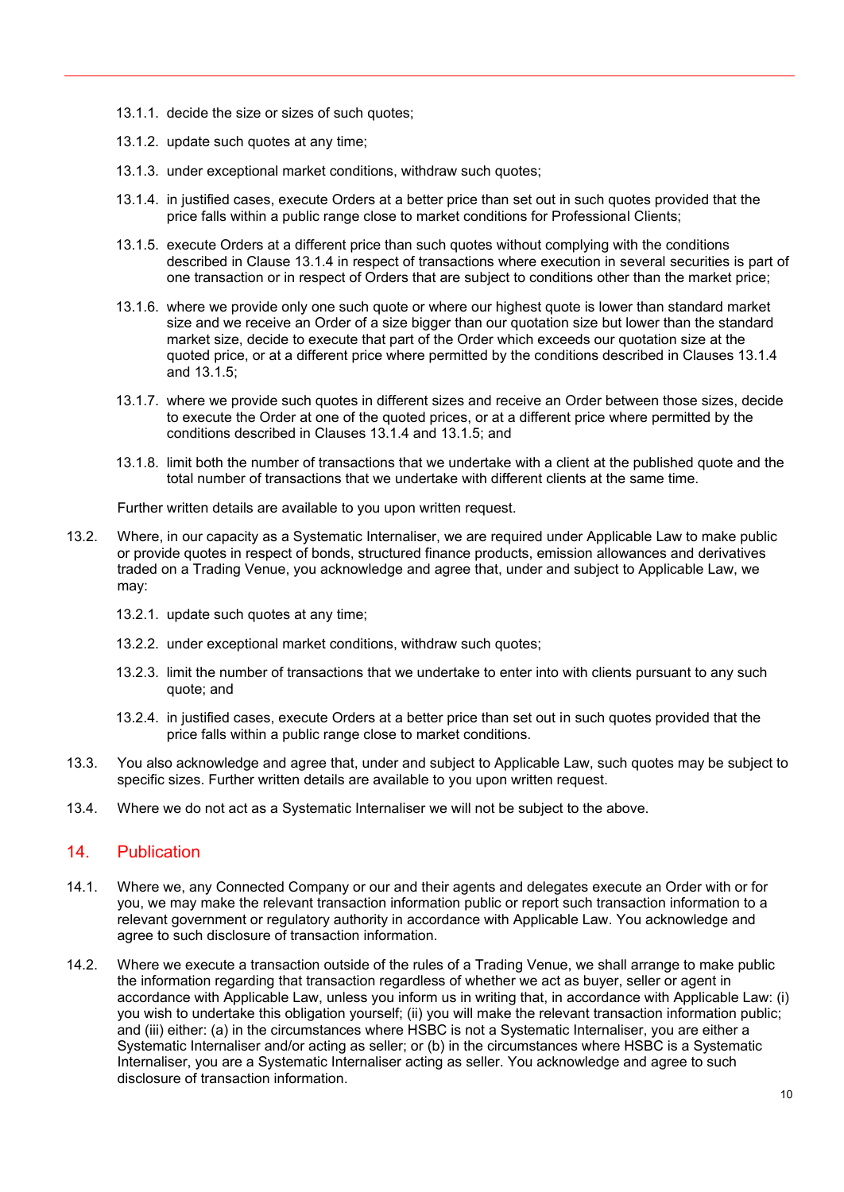13.1.1. decide the size or sizes of such quotes;

13.1.2. update such quotes at any time;

13.1.3. under exceptional market conditions, withdraw such quotes;

13.1.4. in justified cases, execute Orders at a better price than set out in such quotes provided that the price falls within a public range close to market conditions for Professional Clients;

13.1.5. execute Orders at a different price than such quotes without complying with the conditions described in Clause 13.1.4 in respect of transactions where execution in several securities is part of one transaction or in respect of Orders that are subject to conditions other than the market price;

13.1.6. where we provide only one such quote or where our highest quote is lower than standard market size and we receive an Order of a size bigger than our quotation size but lower than the standard market size, decide to execute that part of the Order which exceeds our quotation size at the quoted price, or at a different price where permitted by the conditions described in Clauses 13.1.4 and 13.1.5;

13.1.7. where we provide such quotes in different sizes and receive an Order between those sizes, decide to execute the Order at one of the quoted prices, or at a different price where permitted by the conditions described in Clauses 13.1.4 and 13.1.5; and

13.1.8. limit both the number of transactions that we undertake with a client at the published quote and the total number of transactions that we undertake with different clients at the same time.

Further written details are available to you upon written request.

13.2. Where, in our capacity as a Systematic Internaliser, we are required under Applicable Law to make public or provide quotes in respect of bonds, structured finance products, emission allowances and derivatives traded on a Trading Venue, you acknowledge and agree that, under and subject to Applicable Law, we may:

13.2.1. update such quotes at any time;

13.2.2. under exceptional market conditions, withdraw such quotes;

13.2.3. limit the number of transactions that we undertake to enter into with clients pursuant to any such quote; and

13.2.4. in justified cases, execute Orders at a better price than set out in such quotes provided that the price falls within a public range close to market conditions.

13.3. You also acknowledge and agree that, under and subject to Applicable Law, such quotes may be subject to specific sizes. Further written details are available to you upon written request.

13.4. Where we do not act as a Systematic Internaliser we will not be subject to the above.

## 14. Publication

14.1. Where we, any Connected Company or our and their agents and delegates execute an Order with or for you, we may make the relevant transaction information public or report such transaction information to a relevant government or regulatory authority in accordance with Applicable Law. You acknowledge and agree to such disclosure of transaction information.

14.2. Where we execute a transaction outside of the rules of a Trading Venue, we shall arrange to make public the information regarding that transaction regardless of whether we act as buyer, seller or agent in accordance with Applicable Law, unless you inform us in writing that, in accordance with Applicable Law: (i) you wish to undertake this obligation yourself; (ii) you will make the relevant transaction information public; and (iii) either: (a) in the circumstances where HSBC is not a Systematic Internaliser, you are either a Systematic Internaliser and/or acting as seller; or (b) in the circumstances where HSBC is a Systematic Internaliser, you are a Systematic Internaliser acting as seller. You acknowledge and agree to such disclosure of transaction information.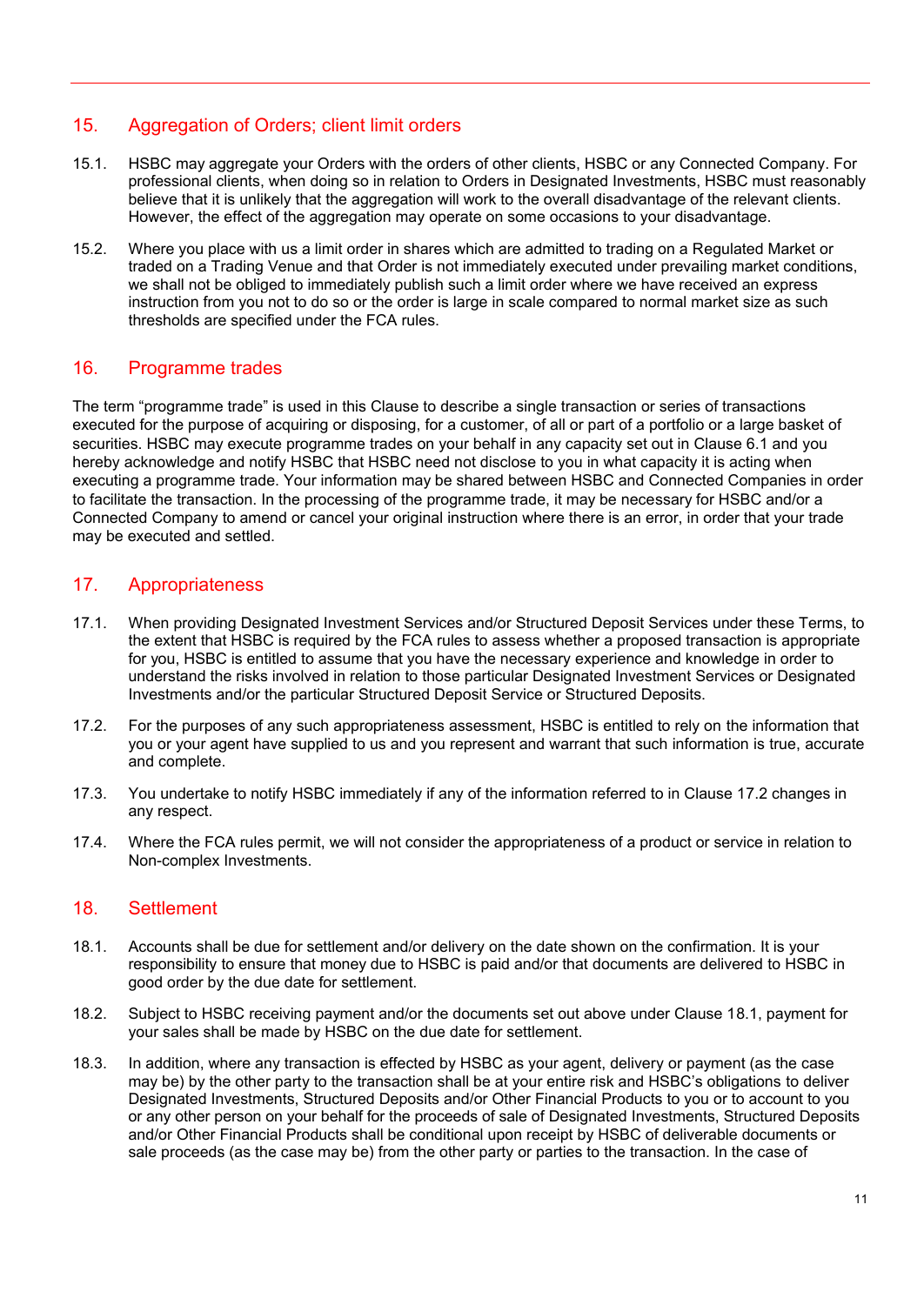## 15. Aggregation of Orders; client limit orders

15.1. HSBC may aggregate your Orders with the orders of other clients, HSBC or any Connected Company. For professional clients, when doing so in relation to Orders in Designated Investments, HSBC must reasonably believe that it is unlikely that the aggregation will work to the overall disadvantage of the relevant clients. However, the effect of the aggregation may operate on some occasions to your disadvantage.

15.2. Where you place with us a limit order in shares which are admitted to trading on a Regulated Market or traded on a Trading Venue and that Order is not immediately executed under prevailing market conditions, we shall not be obliged to immediately publish such a limit order where we have received an express instruction from you not to do so or the order is large in scale compared to normal market size as such thresholds are specified under the FCA rules.

## 16. Programme trades

The term "programme trade" is used in this Clause to describe a single transaction or series of transactions executed for the purpose of acquiring or disposing, for a customer, of all or part of a portfolio or a large basket of securities. HSBC may execute programme trades on your behalf in any capacity set out in Clause 6.1 and you hereby acknowledge and notify HSBC that HSBC need not disclose to you in what capacity it is acting when executing a programme trade. Your information may be shared between HSBC and Connected Companies in order to facilitate the transaction. In the processing of the programme trade, it may be necessary for HSBC and/or a Connected Company to amend or cancel your original instruction where there is an error, in order that your trade may be executed and settled.

## 17. Appropriateness

17.1. When providing Designated Investment Services and/or Structured Deposit Services under these Terms, to the extent that HSBC is required by the FCA rules to assess whether a proposed transaction is appropriate for you, HSBC is entitled to assume that you have the necessary experience and knowledge in order to understand the risks involved in relation to those particular Designated Investment Services or Designated Investments and/or the particular Structured Deposit Service or Structured Deposits.

17.2. For the purposes of any such appropriateness assessment, HSBC is entitled to rely on the information that you or your agent have supplied to us and you represent and warrant that such information is true, accurate and complete.

17.3. You undertake to notify HSBC immediately if any of the information referred to in Clause 17.2 changes in any respect.

17.4. Where the FCA rules permit, we will not consider the appropriateness of a product or service in relation to Non-complex Investments.

## 18. Settlement

18.1. Accounts shall be due for settlement and/or delivery on the date shown on the confirmation. It is your responsibility to ensure that money due to HSBC is paid and/or that documents are delivered to HSBC in good order by the due date for settlement.

18.2. Subject to HSBC receiving payment and/or the documents set out above under Clause 18.1, payment for your sales shall be made by HSBC on the due date for settlement.

18.3. In addition, where any transaction is effected by HSBC as your agent, delivery or payment (as the case may be) by the other party to the transaction shall be at your entire risk and HSBC's obligations to deliver Designated Investments, Structured Deposits and/or Other Financial Products to you or to account to you or any other person on your behalf for the proceeds of sale of Designated Investments, Structured Deposits and/or Other Financial Products shall be conditional upon receipt by HSBC of deliverable documents or sale proceeds (as the case may be) from the other party or parties to the transaction. In the case of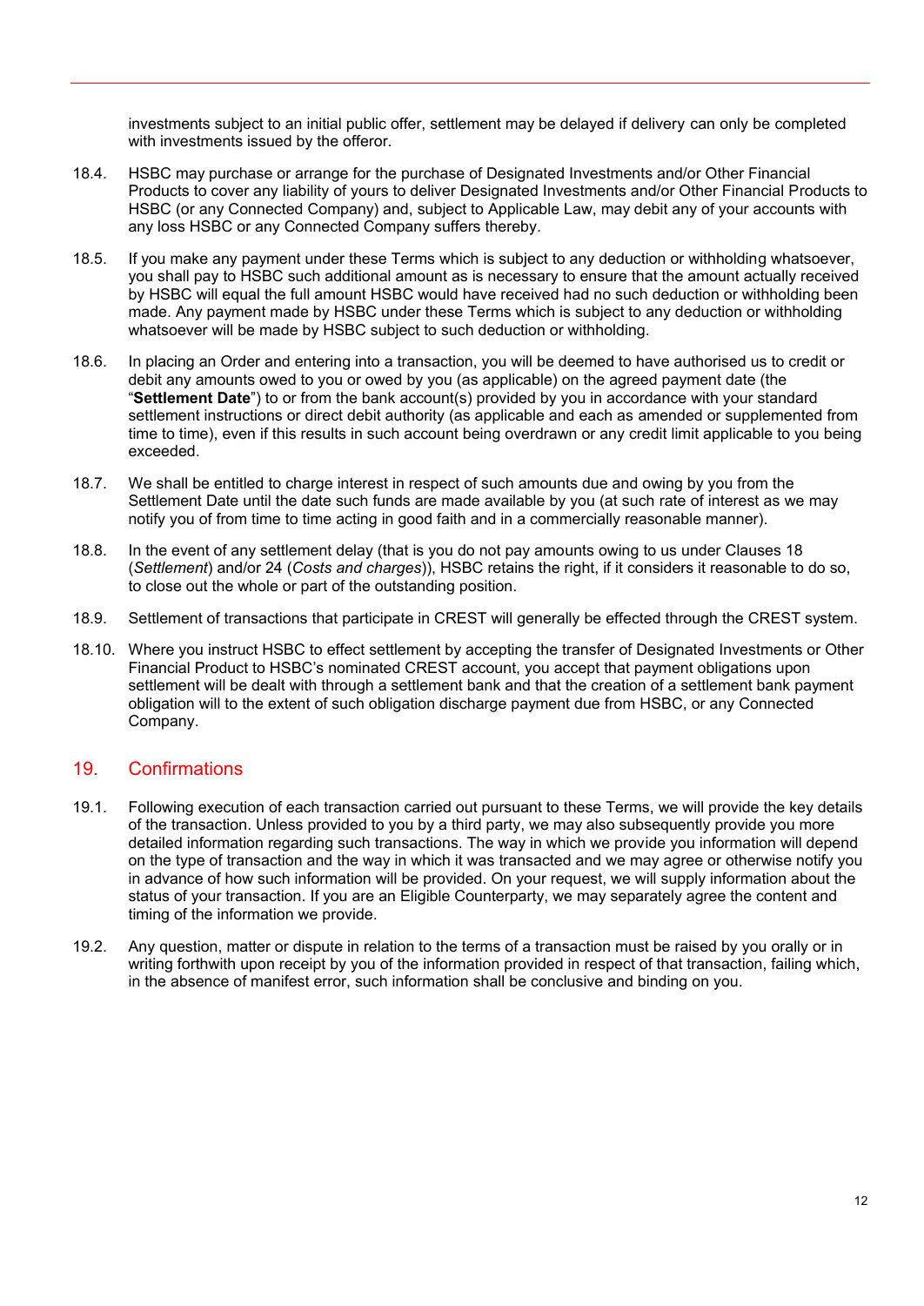investments subject to an initial public offer, settlement may be delayed if delivery can only be completed with investments issued by the offeror.

18.4. HSBC may purchase or arrange for the purchase of Designated Investments and/or Other Financial Products to cover any liability of yours to deliver Designated Investments and/or Other Financial Products to HSBC (or any Connected Company) and, subject to Applicable Law, may debit any of your accounts with any loss HSBC or any Connected Company suffers thereby.

18.5. If you make any payment under these Terms which is subject to any deduction or withholding whatsoever, you shall pay to HSBC such additional amount as is necessary to ensure that the amount actually received by HSBC will equal the full amount HSBC would have received had no such deduction or withholding been made. Any payment made by HSBC under these Terms which is subject to any deduction or withholding whatsoever will be made by HSBC subject to such deduction or withholding.

18.6. In placing an Order and entering into a transaction, you will be deemed to have authorised us to credit or debit any amounts owed to you or owed by you (as applicable) on the agreed payment date (the "**Settlement Date**") to or from the bank account(s) provided by you in accordance with your standard settlement instructions or direct debit authority (as applicable and each as amended or supplemented from time to time), even if this results in such account being overdrawn or any credit limit applicable to you being exceeded.

18.7. We shall be entitled to charge interest in respect of such amounts due and owing by you from the Settlement Date until the date such funds are made available by you (at such rate of interest as we may notify you of from time to time acting in good faith and in a commercially reasonable manner).

18.8. In the event of any settlement delay (that is you do not pay amounts owing to us under Clauses 18 (*Settlement*) and/or 24 (*Costs and charges*)), HSBC retains the right, if it considers it reasonable to do so, to close out the whole or part of the outstanding position.

18.9. Settlement of transactions that participate in CREST will generally be effected through the CREST system.

18.10. Where you instruct HSBC to effect settlement by accepting the transfer of Designated Investments or Other Financial Product to HSBC's nominated CREST account, you accept that payment obligations upon settlement will be dealt with through a settlement bank and that the creation of a settlement bank payment obligation will to the extent of such obligation discharge payment due from HSBC, or any Connected Company.

## 19. Confirmations

19.1. Following execution of each transaction carried out pursuant to these Terms, we will provide the key details of the transaction. Unless provided to you by a third party, we may also subsequently provide you more detailed information regarding such transactions. The way in which we provide you information will depend on the type of transaction and the way in which it was transacted and we may agree or otherwise notify you in advance of how such information will be provided. On your request, we will supply information about the status of your transaction. If you are an Eligible Counterparty, we may separately agree the content and timing of the information we provide.

19.2. Any question, matter or dispute in relation to the terms of a transaction must be raised by you orally or in writing forthwith upon receipt by you of the information provided in respect of that transaction, failing which, in the absence of manifest error, such information shall be conclusive and binding on you.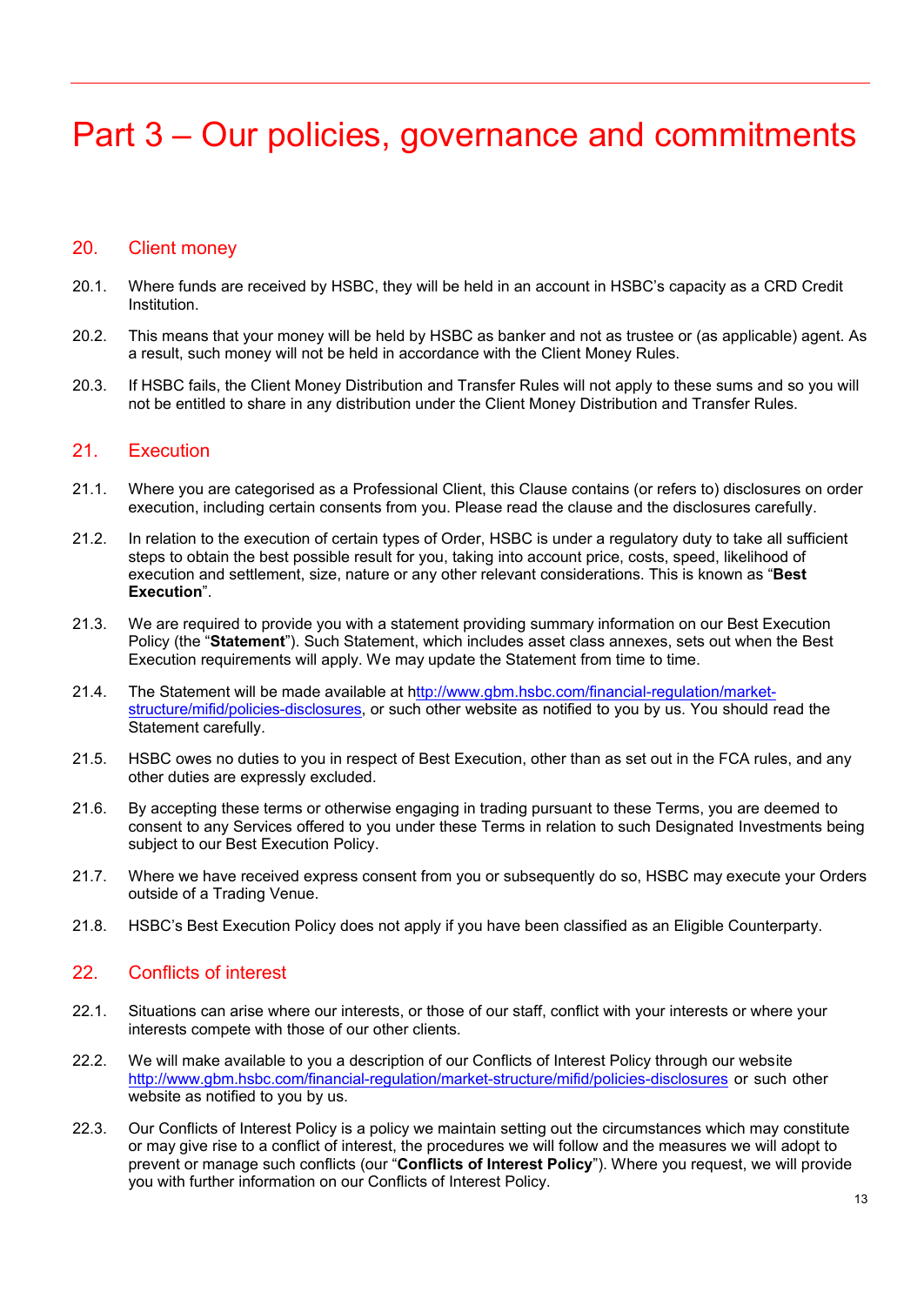# Part 3 – Our policies, governance and commitments

## 20. Client money

20.1. Where funds are received by HSBC, they will be held in an account in HSBC's capacity as a CRD Credit Institution.

20.2. This means that your money will be held by HSBC as banker and not as trustee or (as applicable) agent. As a result, such money will not be held in accordance with the Client Money Rules.

20.3. If HSBC fails, the Client Money Distribution and Transfer Rules will not apply to these sums and so you will not be entitled to share in any distribution under the Client Money Distribution and Transfer Rules.

## 21. Execution

21.1. Where you are categorised as a Professional Client, this Clause contains (or refers to) disclosures on order execution, including certain consents from you. Please read the clause and the disclosures carefully.

21.2. In relation to the execution of certain types of Order, HSBC is under a regulatory duty to take all sufficient steps to obtain the best possible result for you, taking into account price, costs, speed, likelihood of execution and settlement, size, nature or any other relevant considerations. This is known as "**Best Execution**".

21.3. We are required to provide you with a statement providing summary information on our Best Execution Policy (the "**Statement**"). Such Statement, which includes asset class annexes, sets out when the Best Execution requirements will apply. We may update the Statement from time to time.

21.4. The Statement will be made available at http://www.gbm.hsbc.com/financial-regulation/market-structure/mifid/policies-disclosures, or such other website as notified to you by us. You should read the Statement carefully.

21.5. HSBC owes no duties to you in respect of Best Execution, other than as set out in the FCA rules, and any other duties are expressly excluded.

21.6. By accepting these terms or otherwise engaging in trading pursuant to these Terms, you are deemed to consent to any Services offered to you under these Terms in relation to such Designated Investments being subject to our Best Execution Policy.

21.7. Where we have received express consent from you or subsequently do so, HSBC may execute your Orders outside of a Trading Venue.

21.8. HSBC's Best Execution Policy does not apply if you have been classified as an Eligible Counterparty.

## 22. Conflicts of interest

22.1. Situations can arise where our interests, or those of our staff, conflict with your interests or where your interests compete with those of our other clients.

22.2. We will make available to you a description of our Conflicts of Interest Policy through our website http://www.gbm.hsbc.com/financial-regulation/market-structure/mifid/policies-disclosures or such other website as notified to you by us.

22.3. Our Conflicts of Interest Policy is a policy we maintain setting out the circumstances which may constitute or may give rise to a conflict of interest, the procedures we will follow and the measures we will adopt to prevent or manage such conflicts (our "**Conflicts of Interest Policy**"). Where you request, we will provide you with further information on our Conflicts of Interest Policy.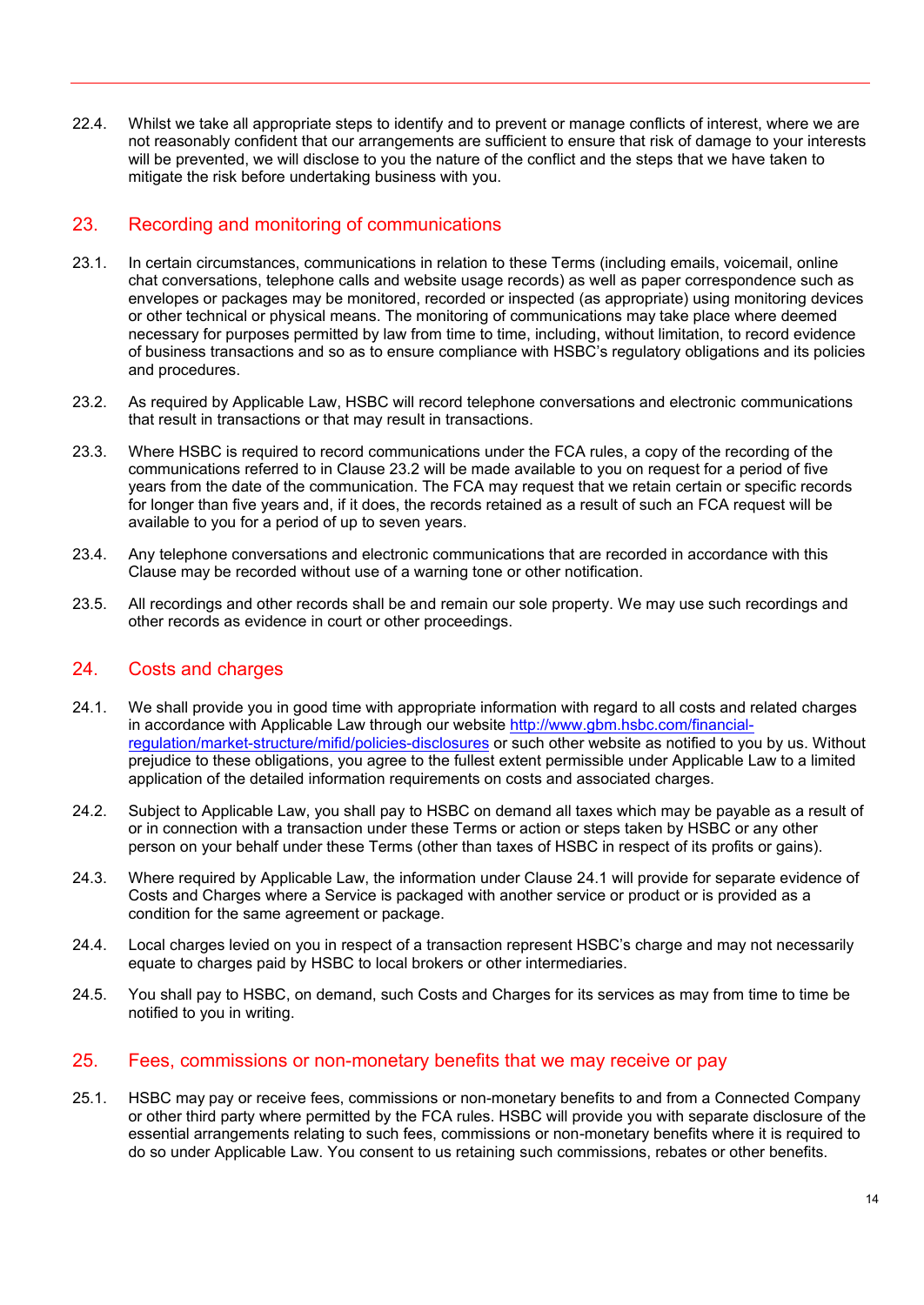22.4. Whilst we take all appropriate steps to identify and to prevent or manage conflicts of interest, where we are not reasonably confident that our arrangements are sufficient to ensure that risk of damage to your interests will be prevented, we will disclose to you the nature of the conflict and the steps that we have taken to mitigate the risk before undertaking business with you.

## 23. Recording and monitoring of communications

23.1. In certain circumstances, communications in relation to these Terms (including emails, voicemail, online chat conversations, telephone calls and website usage records) as well as paper correspondence such as envelopes or packages may be monitored, recorded or inspected (as appropriate) using monitoring devices or other technical or physical means. The monitoring of communications may take place where deemed necessary for purposes permitted by law from time to time, including, without limitation, to record evidence of business transactions and so as to ensure compliance with HSBC's regulatory obligations and its policies and procedures.

23.2. As required by Applicable Law, HSBC will record telephone conversations and electronic communications that result in transactions or that may result in transactions.

23.3. Where HSBC is required to record communications under the FCA rules, a copy of the recording of the communications referred to in Clause 23.2 will be made available to you on request for a period of five years from the date of the communication. The FCA may request that we retain certain or specific records for longer than five years and, if it does, the records retained as a result of such an FCA request will be available to you for a period of up to seven years.

23.4. Any telephone conversations and electronic communications that are recorded in accordance with this Clause may be recorded without use of a warning tone or other notification.

23.5. All recordings and other records shall be and remain our sole property. We may use such recordings and other records as evidence in court or other proceedings.

## 24. Costs and charges

24.1. We shall provide you in good time with appropriate information with regard to all costs and related charges in accordance with Applicable Law through our website [http://www.gbm.hsbc.com/financial-regulation/market-structure/mifid/policies-disclosures](http://www.gbm.hsbc.com/financial-regulation/market-structure/mifid/policies-disclosures) or such other website as notified to you by us. Without prejudice to these obligations, you agree to the fullest extent permissible under Applicable Law to a limited application of the detailed information requirements on costs and associated charges.

24.2. Subject to Applicable Law, you shall pay to HSBC on demand all taxes which may be payable as a result of or in connection with a transaction under these Terms or action or steps taken by HSBC or any other person on your behalf under these Terms (other than taxes of HSBC in respect of its profits or gains).

24.3. Where required by Applicable Law, the information under Clause 24.1 will provide for separate evidence of Costs and Charges where a Service is packaged with another service or product or is provided as a condition for the same agreement or package.

24.4. Local charges levied on you in respect of a transaction represent HSBC's charge and may not necessarily equate to charges paid by HSBC to local brokers or other intermediaries.

24.5. You shall pay to HSBC, on demand, such Costs and Charges for its services as may from time to time be notified to you in writing.

## 25. Fees, commissions or non-monetary benefits that we may receive or pay

25.1. HSBC may pay or receive fees, commissions or non-monetary benefits to and from a Connected Company or other third party where permitted by the FCA rules. HSBC will provide you with separate disclosure of the essential arrangements relating to such fees, commissions or non-monetary benefits where it is required to do so under Applicable Law. You consent to us retaining such commissions, rebates or other benefits.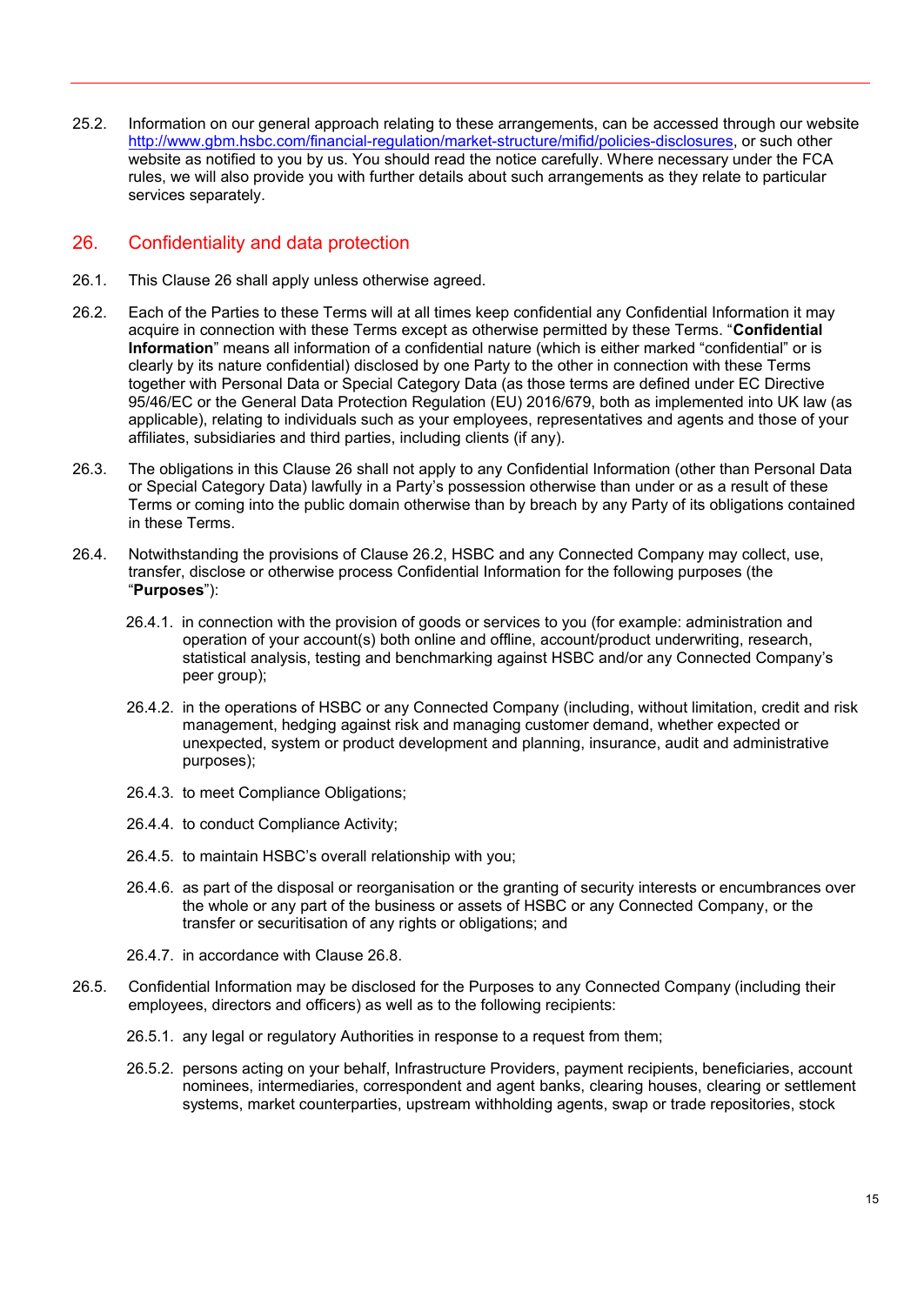25.2. Information on our general approach relating to these arrangements, can be accessed through our website http://www.gbm.hsbc.com/financial-regulation/market-structure/mifid/policies-disclosures, or such other website as notified to you by us. You should read the notice carefully. Where necessary under the FCA rules, we will also provide you with further details about such arrangements as they relate to particular services separately.

## 26. Confidentiality and data protection

26.1. This Clause 26 shall apply unless otherwise agreed.

26.2. Each of the Parties to these Terms will at all times keep confidential any Confidential Information it may acquire in connection with these Terms except as otherwise permitted by these Terms. "**Confidential Information**" means all information of a confidential nature (which is either marked "confidential" or is clearly by its nature confidential) disclosed by one Party to the other in connection with these Terms together with Personal Data or Special Category Data (as those terms are defined under EC Directive 95/46/EC or the General Data Protection Regulation (EU) 2016/679, both as implemented into UK law (as applicable), relating to individuals such as your employees, representatives and agents and those of your affiliates, subsidiaries and third parties, including clients (if any).

26.3. The obligations in this Clause 26 shall not apply to any Confidential Information (other than Personal Data or Special Category Data) lawfully in a Party's possession otherwise than under or as a result of these Terms or coming into the public domain otherwise than by breach by any Party of its obligations contained in these Terms.

26.4. Notwithstanding the provisions of Clause 26.2, HSBC and any Connected Company may collect, use, transfer, disclose or otherwise process Confidential Information for the following purposes (the "**Purposes**"):

- 26.4.1. in connection with the provision of goods or services to you (for example: administration and operation of your account(s) both online and offline, account/product underwriting, research, statistical analysis, testing and benchmarking against HSBC and/or any Connected Company's peer group);
- 26.4.2. in the operations of HSBC or any Connected Company (including, without limitation, credit and risk management, hedging against risk and managing customer demand, whether expected or unexpected, system or product development and planning, insurance, audit and administrative purposes);
- 26.4.3. to meet Compliance Obligations;
- 26.4.4. to conduct Compliance Activity;
- 26.4.5. to maintain HSBC's overall relationship with you;
- 26.4.6. as part of the disposal or reorganisation or the granting of security interests or encumbrances over the whole or any part of the business or assets of HSBC or any Connected Company, or the transfer or securitisation of any rights or obligations; and
- 26.4.7. in accordance with Clause 26.8.

26.5. Confidential Information may be disclosed for the Purposes to any Connected Company (including their employees, directors and officers) as well as to the following recipients:

- 26.5.1. any legal or regulatory Authorities in response to a request from them;
- 26.5.2. persons acting on your behalf, Infrastructure Providers, payment recipients, beneficiaries, account nominees, intermediaries, correspondent and agent banks, clearing houses, clearing or settlement systems, market counterparties, upstream withholding agents, swap or trade repositories, stock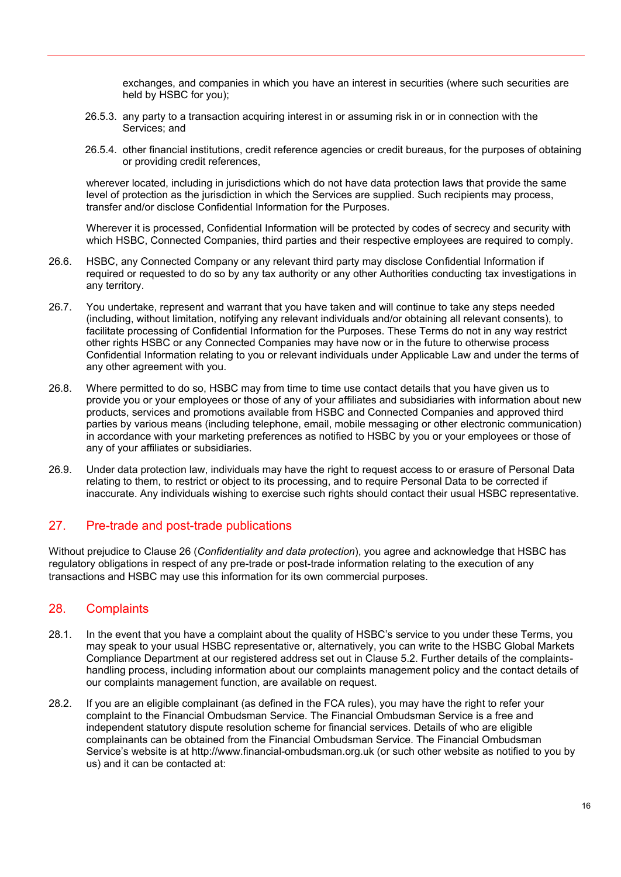exchanges, and companies in which you have an interest in securities (where such securities are held by HSBC for you);

26.5.3. any party to a transaction acquiring interest in or assuming risk in or in connection with the Services; and

26.5.4. other financial institutions, credit reference agencies or credit bureaus, for the purposes of obtaining or providing credit references,

wherever located, including in jurisdictions which do not have data protection laws that provide the same level of protection as the jurisdiction in which the Services are supplied. Such recipients may process, transfer and/or disclose Confidential Information for the Purposes.

Wherever it is processed, Confidential Information will be protected by codes of secrecy and security with which HSBC, Connected Companies, third parties and their respective employees are required to comply.

26.6. HSBC, any Connected Company or any relevant third party may disclose Confidential Information if required or requested to do so by any tax authority or any other Authorities conducting tax investigations in any territory.

26.7. You undertake, represent and warrant that you have taken and will continue to take any steps needed (including, without limitation, notifying any relevant individuals and/or obtaining all relevant consents), to facilitate processing of Confidential Information for the Purposes. These Terms do not in any way restrict other rights HSBC or any Connected Companies may have now or in the future to otherwise process Confidential Information relating to you or relevant individuals under Applicable Law and under the terms of any other agreement with you.

26.8. Where permitted to do so, HSBC may from time to time use contact details that you have given us to provide you or your employees or those of any of your affiliates and subsidiaries with information about new products, services and promotions available from HSBC and Connected Companies and approved third parties by various means (including telephone, email, mobile messaging or other electronic communication) in accordance with your marketing preferences as notified to HSBC by you or your employees or those of any of your affiliates or subsidiaries.

26.9. Under data protection law, individuals may have the right to request access to or erasure of Personal Data relating to them, to restrict or object to its processing, and to require Personal Data to be corrected if inaccurate. Any individuals wishing to exercise such rights should contact their usual HSBC representative.

## 27. Pre-trade and post-trade publications

Without prejudice to Clause 26 (*Confidentiality and data protection*), you agree and acknowledge that HSBC has regulatory obligations in respect of any pre-trade or post-trade information relating to the execution of any transactions and HSBC may use this information for its own commercial purposes.

## 28. Complaints

28.1. In the event that you have a complaint about the quality of HSBC's service to you under these Terms, you may speak to your usual HSBC representative or, alternatively, you can write to the HSBC Global Markets Compliance Department at our registered address set out in Clause 5.2. Further details of the complaints-handling process, including information about our complaints management policy and the contact details of our complaints management function, are available on request.

28.2. If you are an eligible complainant (as defined in the FCA rules), you may have the right to refer your complaint to the Financial Ombudsman Service. The Financial Ombudsman Service is a free and independent statutory dispute resolution scheme for financial services. Details of who are eligible complainants can be obtained from the Financial Ombudsman Service. The Financial Ombudsman Service's website is at http://www.financial-ombudsman.org.uk (or such other website as notified to you by us) and it can be contacted at: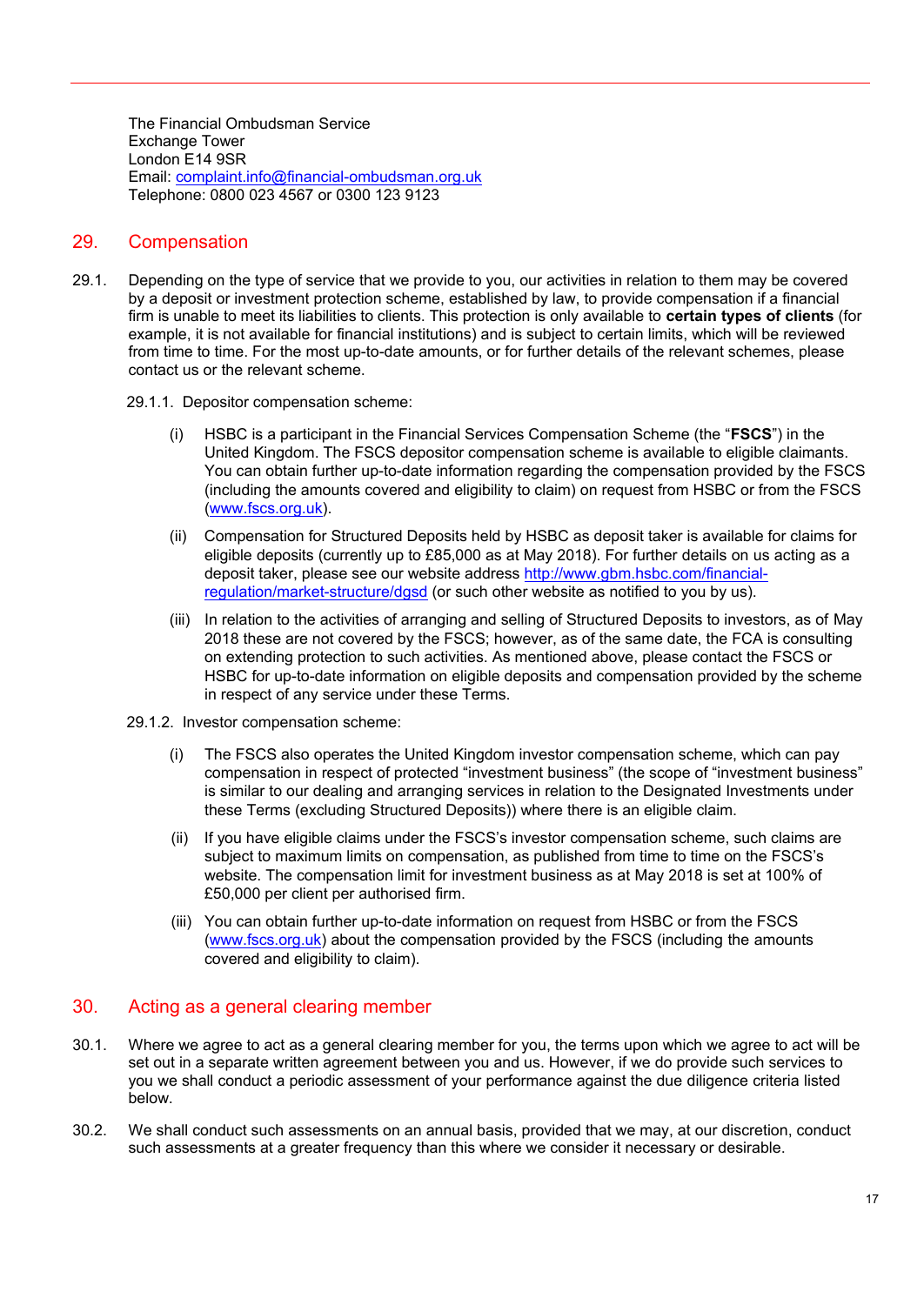The Financial Ombudsman Service
Exchange Tower
London E14 9SR
Email: complaint.info@financial-ombudsman.org.uk
Telephone: 0800 023 4567 or 0300 123 9123

## 29. Compensation

29.1. Depending on the type of service that we provide to you, our activities in relation to them may be covered by a deposit or investment protection scheme, established by law, to provide compensation if a financial firm is unable to meet its liabilities to clients. This protection is only available to **certain types of clients** (for example, it is not available for financial institutions) and is subject to certain limits, which will be reviewed from time to time. For the most up-to-date amounts, or for further details of the relevant schemes, please contact us or the relevant scheme.

29.1.1. Depositor compensation scheme:

(i) HSBC is a participant in the Financial Services Compensation Scheme (the "**FSCS**") in the United Kingdom. The FSCS depositor compensation scheme is available to eligible claimants. You can obtain further up-to-date information regarding the compensation provided by the FSCS (including the amounts covered and eligibility to claim) on request from HSBC or from the FSCS (www.fscs.org.uk).

(ii) Compensation for Structured Deposits held by HSBC as deposit taker is available for claims for eligible deposits (currently up to £85,000 as at May 2018). For further details on us acting as a deposit taker, please see our website address http://www.gbm.hsbc.com/financial-regulation/market-structure/dgsd (or such other website as notified to you by us).

(iii) In relation to the activities of arranging and selling of Structured Deposits to investors, as of May 2018 these are not covered by the FSCS; however, as of the same date, the FCA is consulting on extending protection to such activities. As mentioned above, please contact the FSCS or HSBC for up-to-date information on eligible deposits and compensation provided by the scheme in respect of any service under these Terms.

29.1.2. Investor compensation scheme:

(i) The FSCS also operates the United Kingdom investor compensation scheme, which can pay compensation in respect of protected "investment business" (the scope of "investment business" is similar to our dealing and arranging services in relation to the Designated Investments under these Terms (excluding Structured Deposits)) where there is an eligible claim.

(ii) If you have eligible claims under the FSCS's investor compensation scheme, such claims are subject to maximum limits on compensation, as published from time to time on the FSCS's website. The compensation limit for investment business as at May 2018 is set at 100% of £50,000 per client per authorised firm.

(iii) You can obtain further up-to-date information on request from HSBC or from the FSCS (www.fscs.org.uk) about the compensation provided by the FSCS (including the amounts covered and eligibility to claim).

## 30. Acting as a general clearing member

30.1. Where we agree to act as a general clearing member for you, the terms upon which we agree to act will be set out in a separate written agreement between you and us. However, if we do provide such services to you we shall conduct a periodic assessment of your performance against the due diligence criteria listed below.

30.2. We shall conduct such assessments on an annual basis, provided that we may, at our discretion, conduct such assessments at a greater frequency than this where we consider it necessary or desirable.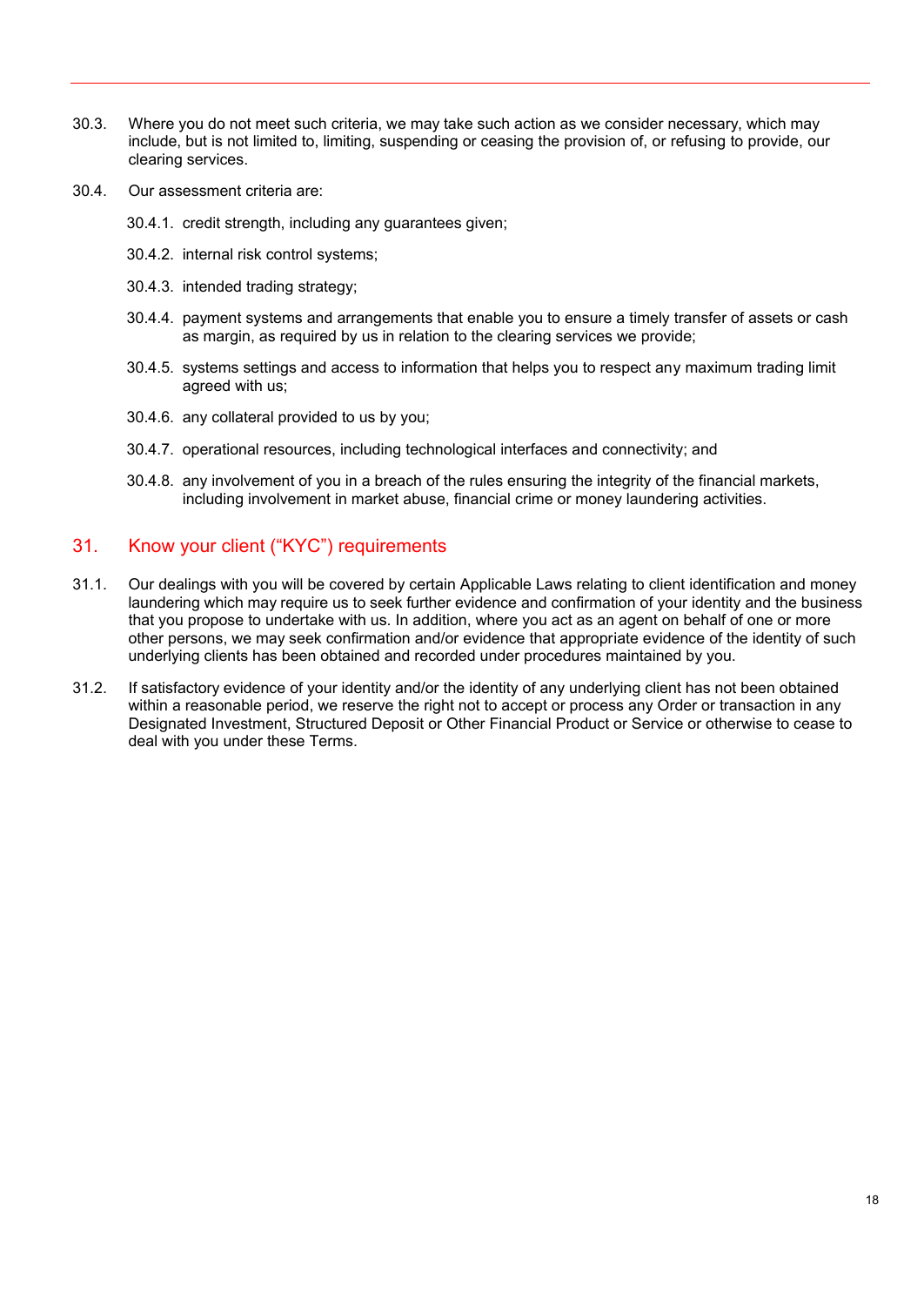30.3. Where you do not meet such criteria, we may take such action as we consider necessary, which may include, but is not limited to, limiting, suspending or ceasing the provision of, or refusing to provide, our clearing services.

30.4. Our assessment criteria are:

- 30.4.1. credit strength, including any guarantees given;
- 30.4.2. internal risk control systems;
- 30.4.3. intended trading strategy;
- 30.4.4. payment systems and arrangements that enable you to ensure a timely transfer of assets or cash as margin, as required by us in relation to the clearing services we provide;
- 30.4.5. systems settings and access to information that helps you to respect any maximum trading limit agreed with us;
- 30.4.6. any collateral provided to us by you;
- 30.4.7. operational resources, including technological interfaces and connectivity; and
- 30.4.8. any involvement of you in a breach of the rules ensuring the integrity of the financial markets, including involvement in market abuse, financial crime or money laundering activities.

## 31. Know your client ("KYC") requirements

31.1. Our dealings with you will be covered by certain Applicable Laws relating to client identification and money laundering which may require us to seek further evidence and confirmation of your identity and the business that you propose to undertake with us. In addition, where you act as an agent on behalf of one or more other persons, we may seek confirmation and/or evidence that appropriate evidence of the identity of such underlying clients has been obtained and recorded under procedures maintained by you.

31.2. If satisfactory evidence of your identity and/or the identity of any underlying client has not been obtained within a reasonable period, we reserve the right not to accept or process any Order or transaction in any Designated Investment, Structured Deposit or Other Financial Product or Service or otherwise to cease to deal with you under these Terms.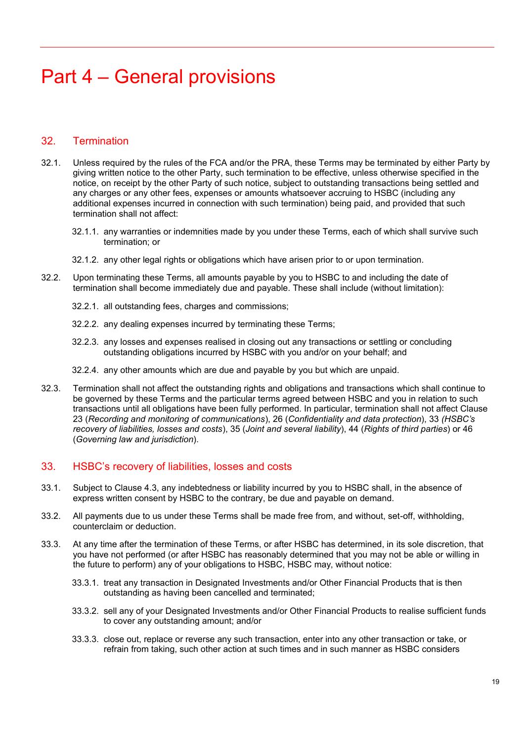# Part 4 – General provisions

## 32. Termination

32.1. Unless required by the rules of the FCA and/or the PRA, these Terms may be terminated by either Party by giving written notice to the other Party, such termination to be effective, unless otherwise specified in the notice, on receipt by the other Party of such notice, subject to outstanding transactions being settled and any charges or any other fees, expenses or amounts whatsoever accruing to HSBC (including any additional expenses incurred in connection with such termination) being paid, and provided that such termination shall not affect:

- 32.1.1. any warranties or indemnities made by you under these Terms, each of which shall survive such termination; or
- 32.1.2. any other legal rights or obligations which have arisen prior to or upon termination.

32.2. Upon terminating these Terms, all amounts payable by you to HSBC to and including the date of termination shall become immediately due and payable. These shall include (without limitation):

- 32.2.1. all outstanding fees, charges and commissions;
- 32.2.2. any dealing expenses incurred by terminating these Terms;
- 32.2.3. any losses and expenses realised in closing out any transactions or settling or concluding outstanding obligations incurred by HSBC with you and/or on your behalf; and
- 32.2.4. any other amounts which are due and payable by you but which are unpaid.

32.3. Termination shall not affect the outstanding rights and obligations and transactions which shall continue to be governed by these Terms and the particular terms agreed between HSBC and you in relation to such transactions until all obligations have been fully performed. In particular, termination shall not affect Clause 23 (*Recording and monitoring of communications*), 26 (*Confidentiality and data protection*), 33 *(HSBC's recovery of liabilities, losses and costs*), 35 (*Joint and several liability*), 44 (*Rights of third parties*) or 46 (*Governing law and jurisdiction*).

## 33. HSBC's recovery of liabilities, losses and costs

33.1. Subject to Clause 4.3, any indebtedness or liability incurred by you to HSBC shall, in the absence of express written consent by HSBC to the contrary, be due and payable on demand.

33.2. All payments due to us under these Terms shall be made free from, and without, set-off, withholding, counterclaim or deduction.

33.3. At any time after the termination of these Terms, or after HSBC has determined, in its sole discretion, that you have not performed (or after HSBC has reasonably determined that you may not be able or willing in the future to perform) any of your obligations to HSBC, HSBC may, without notice:

- 33.3.1. treat any transaction in Designated Investments and/or Other Financial Products that is then outstanding as having been cancelled and terminated;
- 33.3.2. sell any of your Designated Investments and/or Other Financial Products to realise sufficient funds to cover any outstanding amount; and/or
- 33.3.3. close out, replace or reverse any such transaction, enter into any other transaction or take, or refrain from taking, such other action at such times and in such manner as HSBC considers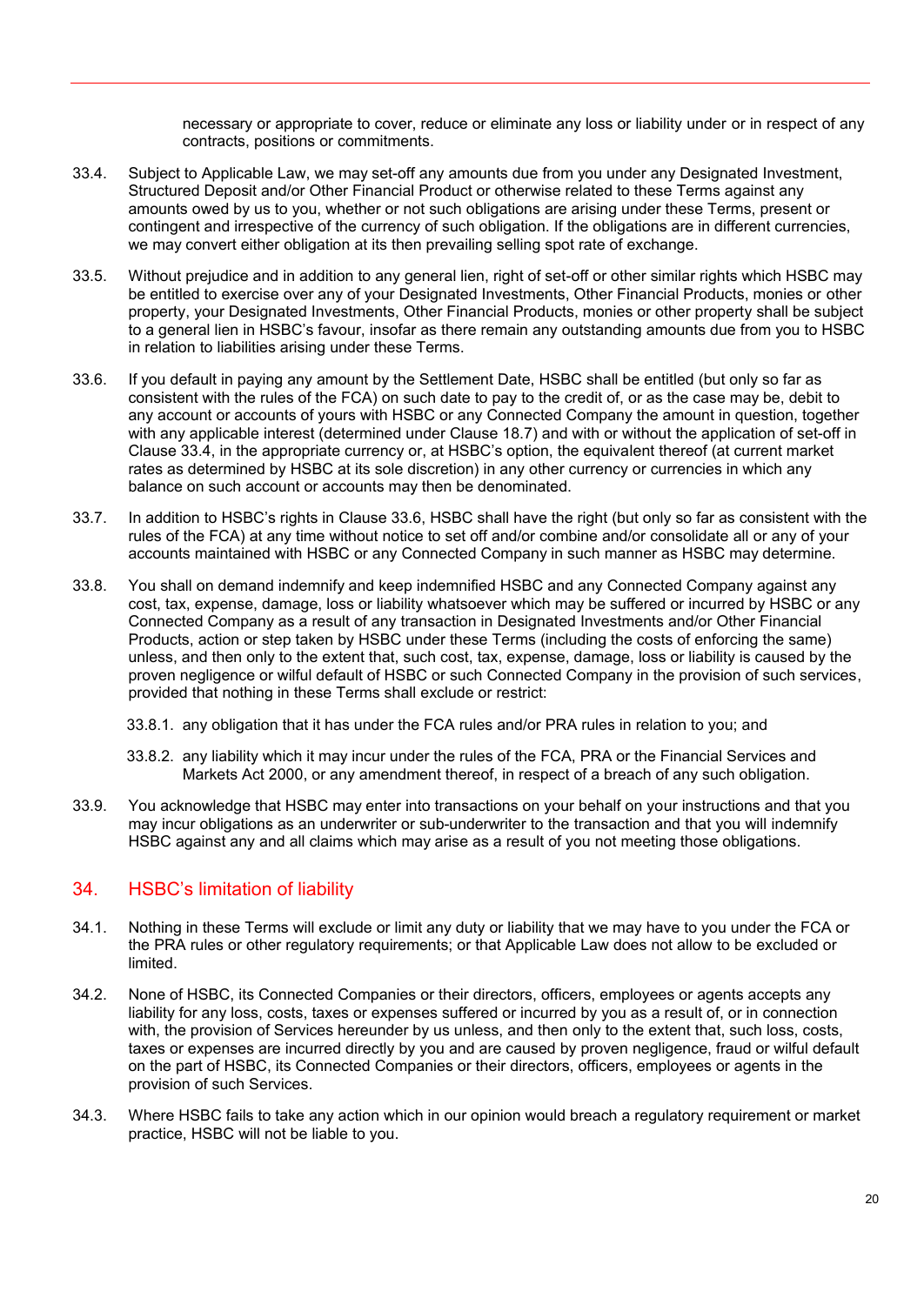necessary or appropriate to cover, reduce or eliminate any loss or liability under or in respect of any contracts, positions or commitments.

33.4. Subject to Applicable Law, we may set-off any amounts due from you under any Designated Investment, Structured Deposit and/or Other Financial Product or otherwise related to these Terms against any amounts owed by us to you, whether or not such obligations are arising under these Terms, present or contingent and irrespective of the currency of such obligation. If the obligations are in different currencies, we may convert either obligation at its then prevailing selling spot rate of exchange.

33.5. Without prejudice and in addition to any general lien, right of set-off or other similar rights which HSBC may be entitled to exercise over any of your Designated Investments, Other Financial Products, monies or other property, your Designated Investments, Other Financial Products, monies or other property shall be subject to a general lien in HSBC's favour, insofar as there remain any outstanding amounts due from you to HSBC in relation to liabilities arising under these Terms.

33.6. If you default in paying any amount by the Settlement Date, HSBC shall be entitled (but only so far as consistent with the rules of the FCA) on such date to pay to the credit of, or as the case may be, debit to any account or accounts of yours with HSBC or any Connected Company the amount in question, together with any applicable interest (determined under Clause 18.7) and with or without the application of set-off in Clause 33.4, in the appropriate currency or, at HSBC's option, the equivalent thereof (at current market rates as determined by HSBC at its sole discretion) in any other currency or currencies in which any balance on such account or accounts may then be denominated.

33.7. In addition to HSBC's rights in Clause 33.6, HSBC shall have the right (but only so far as consistent with the rules of the FCA) at any time without notice to set off and/or combine and/or consolidate all or any of your accounts maintained with HSBC or any Connected Company in such manner as HSBC may determine.

33.8. You shall on demand indemnify and keep indemnified HSBC and any Connected Company against any cost, tax, expense, damage, loss or liability whatsoever which may be suffered or incurred by HSBC or any Connected Company as a result of any transaction in Designated Investments and/or Other Financial Products, action or step taken by HSBC under these Terms (including the costs of enforcing the same) unless, and then only to the extent that, such cost, tax, expense, damage, loss or liability is caused by the proven negligence or wilful default of HSBC or such Connected Company in the provision of such services, provided that nothing in these Terms shall exclude or restrict:

33.8.1. any obligation that it has under the FCA rules and/or PRA rules in relation to you; and

33.8.2. any liability which it may incur under the rules of the FCA, PRA or the Financial Services and Markets Act 2000, or any amendment thereof, in respect of a breach of any such obligation.

33.9. You acknowledge that HSBC may enter into transactions on your behalf on your instructions and that you may incur obligations as an underwriter or sub-underwriter to the transaction and that you will indemnify HSBC against any and all claims which may arise as a result of you not meeting those obligations.

## 34. HSBC's limitation of liability

34.1. Nothing in these Terms will exclude or limit any duty or liability that we may have to you under the FCA or the PRA rules or other regulatory requirements; or that Applicable Law does not allow to be excluded or limited.

34.2. None of HSBC, its Connected Companies or their directors, officers, employees or agents accepts any liability for any loss, costs, taxes or expenses suffered or incurred by you as a result of, or in connection with, the provision of Services hereunder by us unless, and then only to the extent that, such loss, costs, taxes or expenses are incurred directly by you and are caused by proven negligence, fraud or wilful default on the part of HSBC, its Connected Companies or their directors, officers, employees or agents in the provision of such Services.

34.3. Where HSBC fails to take any action which in our opinion would breach a regulatory requirement or market practice, HSBC will not be liable to you.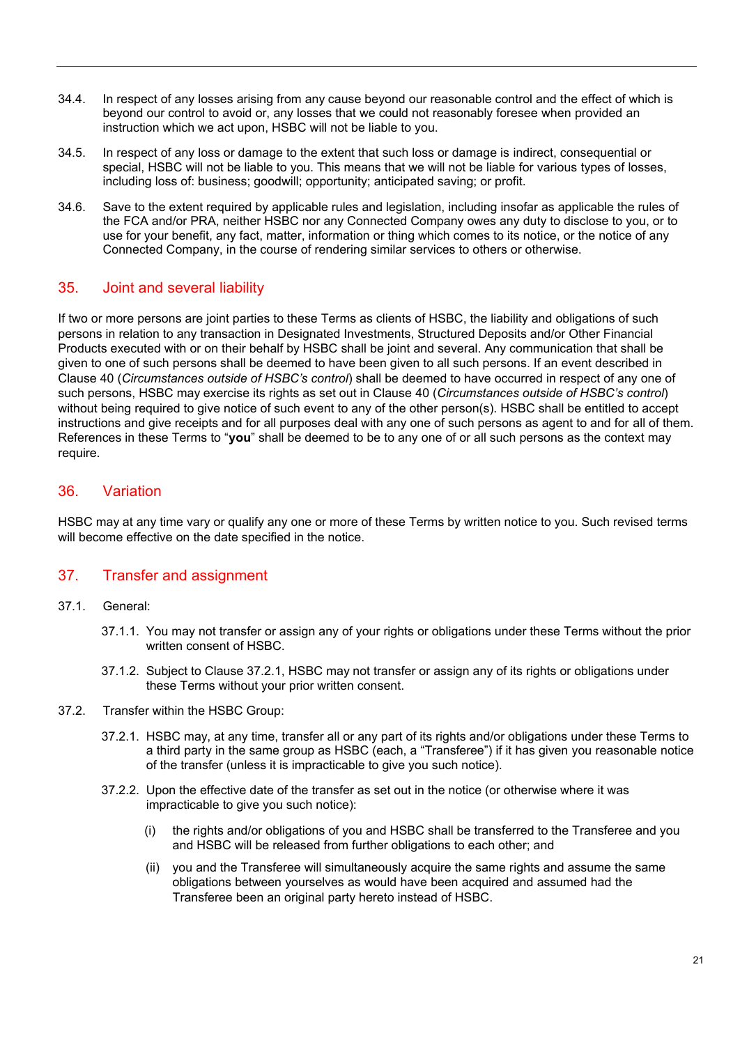34.4. In respect of any losses arising from any cause beyond our reasonable control and the effect of which is beyond our control to avoid or, any losses that we could not reasonably foresee when provided an instruction which we act upon, HSBC will not be liable to you.

34.5. In respect of any loss or damage to the extent that such loss or damage is indirect, consequential or special, HSBC will not be liable to you. This means that we will not be liable for various types of losses, including loss of: business; goodwill; opportunity; anticipated saving; or profit.

34.6. Save to the extent required by applicable rules and legislation, including insofar as applicable the rules of the FCA and/or PRA, neither HSBC nor any Connected Company owes any duty to disclose to you, or to use for your benefit, any fact, matter, information or thing which comes to its notice, or the notice of any Connected Company, in the course of rendering similar services to others or otherwise.

## 35. Joint and several liability

If two or more persons are joint parties to these Terms as clients of HSBC, the liability and obligations of such persons in relation to any transaction in Designated Investments, Structured Deposits and/or Other Financial Products executed with or on their behalf by HSBC shall be joint and several. Any communication that shall be given to one of such persons shall be deemed to have been given to all such persons. If an event described in Clause 40 (*Circumstances outside of HSBC's control*) shall be deemed to have occurred in respect of any one of such persons, HSBC may exercise its rights as set out in Clause 40 (*Circumstances outside of HSBC's control*) without being required to give notice of such event to any of the other person(s). HSBC shall be entitled to accept instructions and give receipts and for all purposes deal with any one of such persons as agent to and for all of them. References in these Terms to "**you**" shall be deemed to be to any one of or all such persons as the context may require.

## 36. Variation

HSBC may at any time vary or qualify any one or more of these Terms by written notice to you. Such revised terms will become effective on the date specified in the notice.

## 37. Transfer and assignment

37.1. General:

37.1.1. You may not transfer or assign any of your rights or obligations under these Terms without the prior written consent of HSBC.

37.1.2. Subject to Clause 37.2.1, HSBC may not transfer or assign any of its rights or obligations under these Terms without your prior written consent.

37.2. Transfer within the HSBC Group:

37.2.1. HSBC may, at any time, transfer all or any part of its rights and/or obligations under these Terms to a third party in the same group as HSBC (each, a "Transferee") if it has given you reasonable notice of the transfer (unless it is impracticable to give you such notice).

37.2.2. Upon the effective date of the transfer as set out in the notice (or otherwise where it was impracticable to give you such notice):

(i) the rights and/or obligations of you and HSBC shall be transferred to the Transferee and you and HSBC will be released from further obligations to each other; and

(ii) you and the Transferee will simultaneously acquire the same rights and assume the same obligations between yourselves as would have been acquired and assumed had the Transferee been an original party hereto instead of HSBC.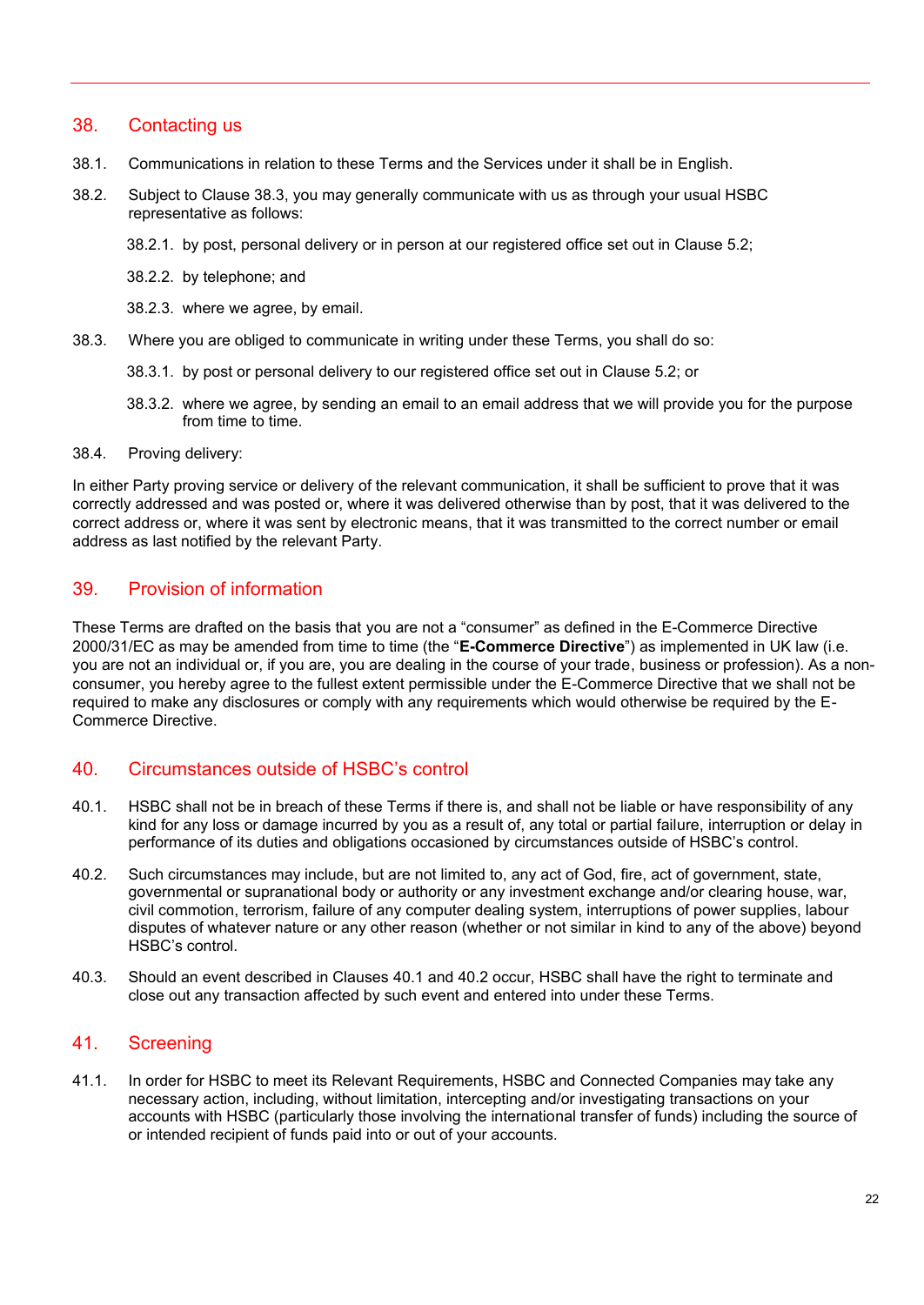## 38. Contacting us

38.1. Communications in relation to these Terms and the Services under it shall be in English.

38.2. Subject to Clause 38.3, you may generally communicate with us as through your usual HSBC representative as follows:

38.2.1. by post, personal delivery or in person at our registered office set out in Clause 5.2;

38.2.2. by telephone; and

38.2.3. where we agree, by email.

38.3. Where you are obliged to communicate in writing under these Terms, you shall do so:

38.3.1. by post or personal delivery to our registered office set out in Clause 5.2; or

38.3.2. where we agree, by sending an email to an email address that we will provide you for the purpose from time to time.

38.4. Proving delivery:

In either Party proving service or delivery of the relevant communication, it shall be sufficient to prove that it was correctly addressed and was posted or, where it was delivered otherwise than by post, that it was delivered to the correct address or, where it was sent by electronic means, that it was transmitted to the correct number or email address as last notified by the relevant Party.

## 39. Provision of information

These Terms are drafted on the basis that you are not a "consumer" as defined in the E-Commerce Directive 2000/31/EC as may be amended from time to time (the "**E-Commerce Directive**") as implemented in UK law (i.e. you are not an individual or, if you are, you are dealing in the course of your trade, business or profession). As a non-consumer, you hereby agree to the fullest extent permissible under the E-Commerce Directive that we shall not be required to make any disclosures or comply with any requirements which would otherwise be required by the E-Commerce Directive.

## 40. Circumstances outside of HSBC's control

40.1. HSBC shall not be in breach of these Terms if there is, and shall not be liable or have responsibility of any kind for any loss or damage incurred by you as a result of, any total or partial failure, interruption or delay in performance of its duties and obligations occasioned by circumstances outside of HSBC's control.

40.2. Such circumstances may include, but are not limited to, any act of God, fire, act of government, state, governmental or supranational body or authority or any investment exchange and/or clearing house, war, civil commotion, terrorism, failure of any computer dealing system, interruptions of power supplies, labour disputes of whatever nature or any other reason (whether or not similar in kind to any of the above) beyond HSBC's control.

40.3. Should an event described in Clauses 40.1 and 40.2 occur, HSBC shall have the right to terminate and close out any transaction affected by such event and entered into under these Terms.

## 41. Screening

41.1. In order for HSBC to meet its Relevant Requirements, HSBC and Connected Companies may take any necessary action, including, without limitation, intercepting and/or investigating transactions on your accounts with HSBC (particularly those involving the international transfer of funds) including the source of or intended recipient of funds paid into or out of your accounts.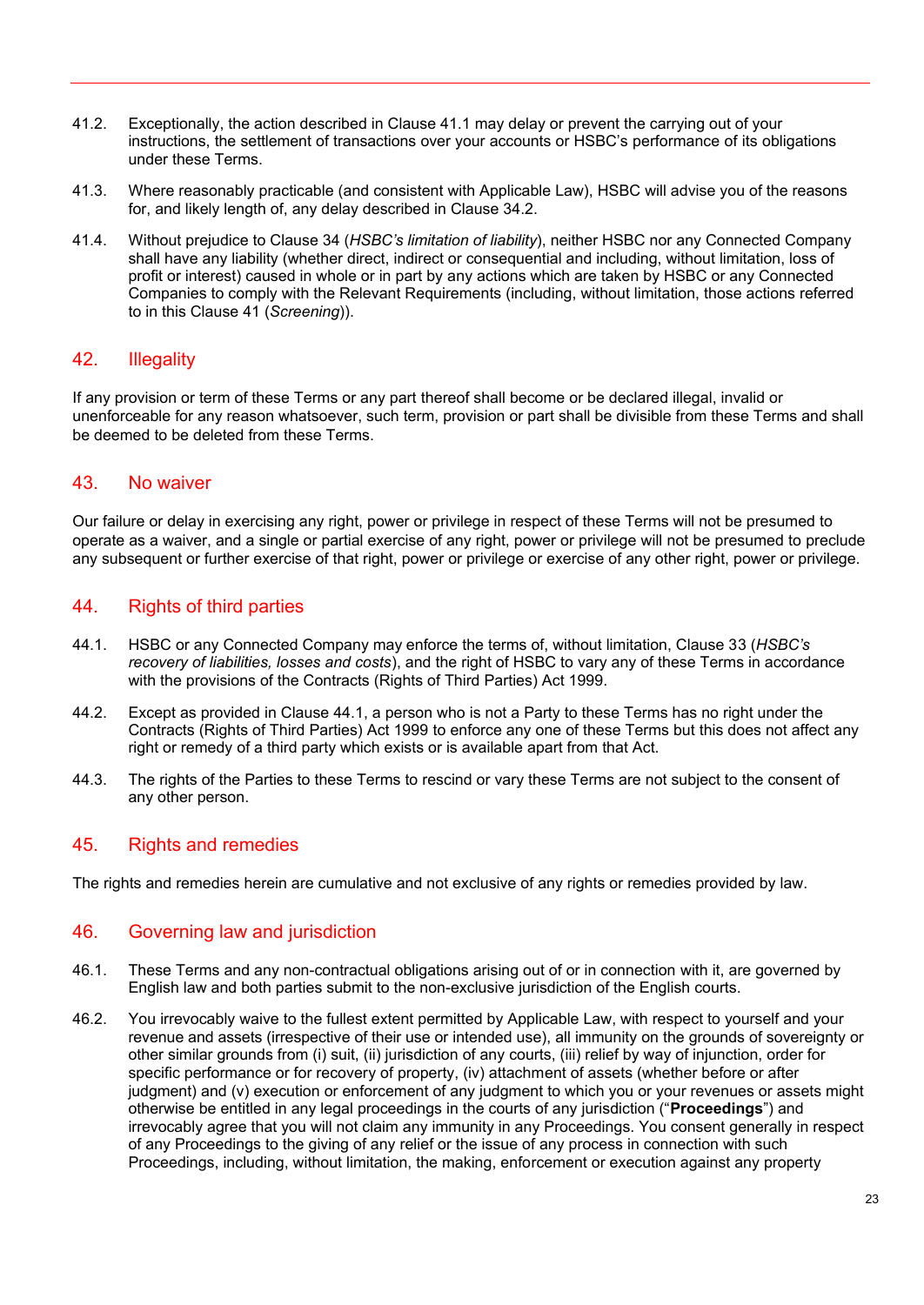41.2. Exceptionally, the action described in Clause 41.1 may delay or prevent the carrying out of your instructions, the settlement of transactions over your accounts or HSBC's performance of its obligations under these Terms.

41.3. Where reasonably practicable (and consistent with Applicable Law), HSBC will advise you of the reasons for, and likely length of, any delay described in Clause 34.2.

41.4. Without prejudice to Clause 34 (*HSBC's limitation of liability*), neither HSBC nor any Connected Company shall have any liability (whether direct, indirect or consequential and including, without limitation, loss of profit or interest) caused in whole or in part by any actions which are taken by HSBC or any Connected Companies to comply with the Relevant Requirements (including, without limitation, those actions referred to in this Clause 41 (*Screening*)).

## 42. Illegality

If any provision or term of these Terms or any part thereof shall become or be declared illegal, invalid or unenforceable for any reason whatsoever, such term, provision or part shall be divisible from these Terms and shall be deemed to be deleted from these Terms.

## 43. No waiver

Our failure or delay in exercising any right, power or privilege in respect of these Terms will not be presumed to operate as a waiver, and a single or partial exercise of any right, power or privilege will not be presumed to preclude any subsequent or further exercise of that right, power or privilege or exercise of any other right, power or privilege.

## 44. Rights of third parties

44.1. HSBC or any Connected Company may enforce the terms of, without limitation, Clause 33 (*HSBC's recovery of liabilities, losses and costs*), and the right of HSBC to vary any of these Terms in accordance with the provisions of the Contracts (Rights of Third Parties) Act 1999.

44.2. Except as provided in Clause 44.1, a person who is not a Party to these Terms has no right under the Contracts (Rights of Third Parties) Act 1999 to enforce any one of these Terms but this does not affect any right or remedy of a third party which exists or is available apart from that Act.

44.3. The rights of the Parties to these Terms to rescind or vary these Terms are not subject to the consent of any other person.

## 45. Rights and remedies

The rights and remedies herein are cumulative and not exclusive of any rights or remedies provided by law.

## 46. Governing law and jurisdiction

46.1. These Terms and any non-contractual obligations arising out of or in connection with it, are governed by English law and both parties submit to the non-exclusive jurisdiction of the English courts.

46.2. You irrevocably waive to the fullest extent permitted by Applicable Law, with respect to yourself and your revenue and assets (irrespective of their use or intended use), all immunity on the grounds of sovereignty or other similar grounds from (i) suit, (ii) jurisdiction of any courts, (iii) relief by way of injunction, order for specific performance or for recovery of property, (iv) attachment of assets (whether before or after judgment) and (v) execution or enforcement of any judgment to which you or your revenues or assets might otherwise be entitled in any legal proceedings in the courts of any jurisdiction ("**Proceedings**") and irrevocably agree that you will not claim any immunity in any Proceedings. You consent generally in respect of any Proceedings to the giving of any relief or the issue of any process in connection with such Proceedings, including, without limitation, the making, enforcement or execution against any property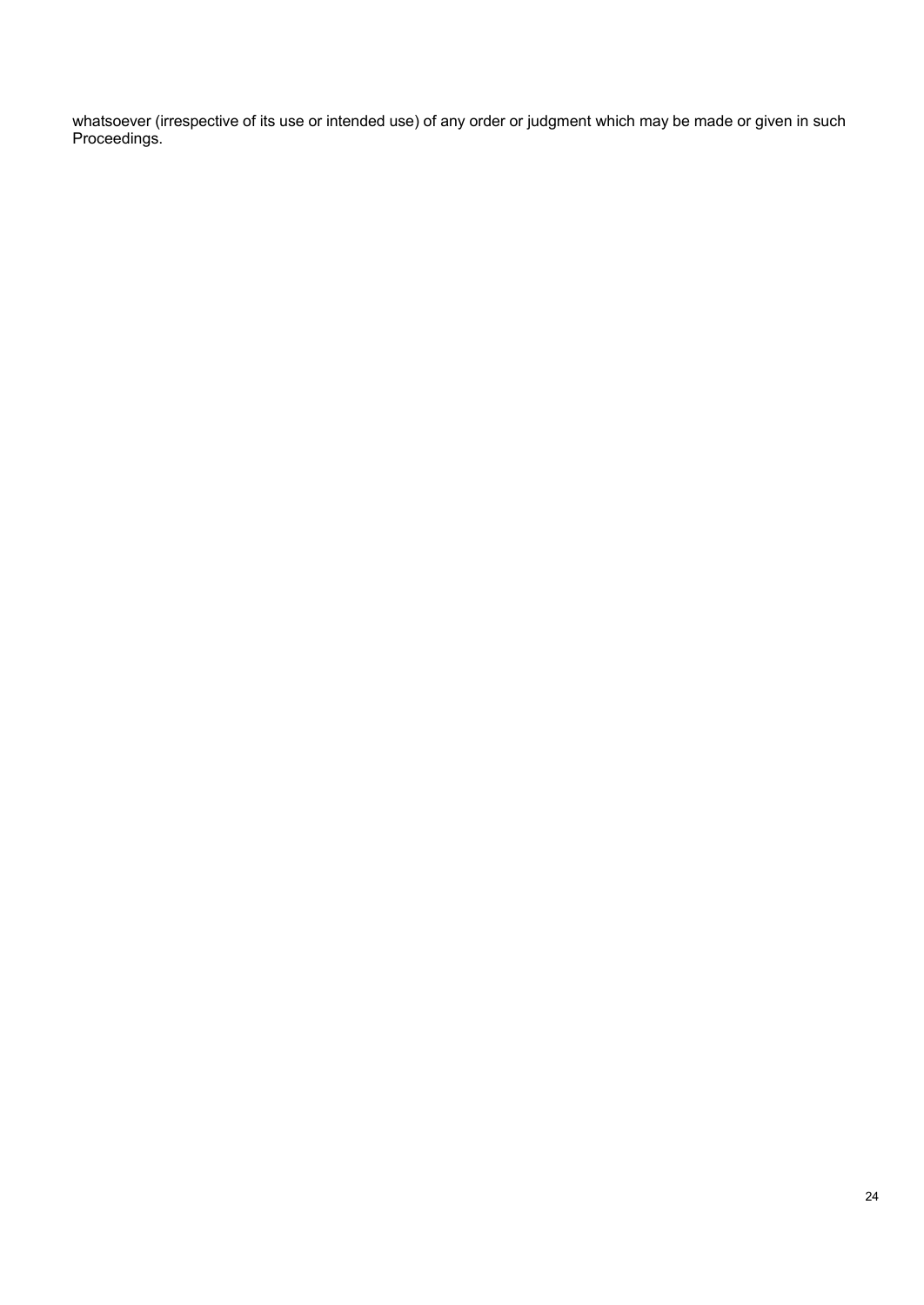whatsoever (irrespective of its use or intended use) of any order or judgment which may be made or given in such Proceedings.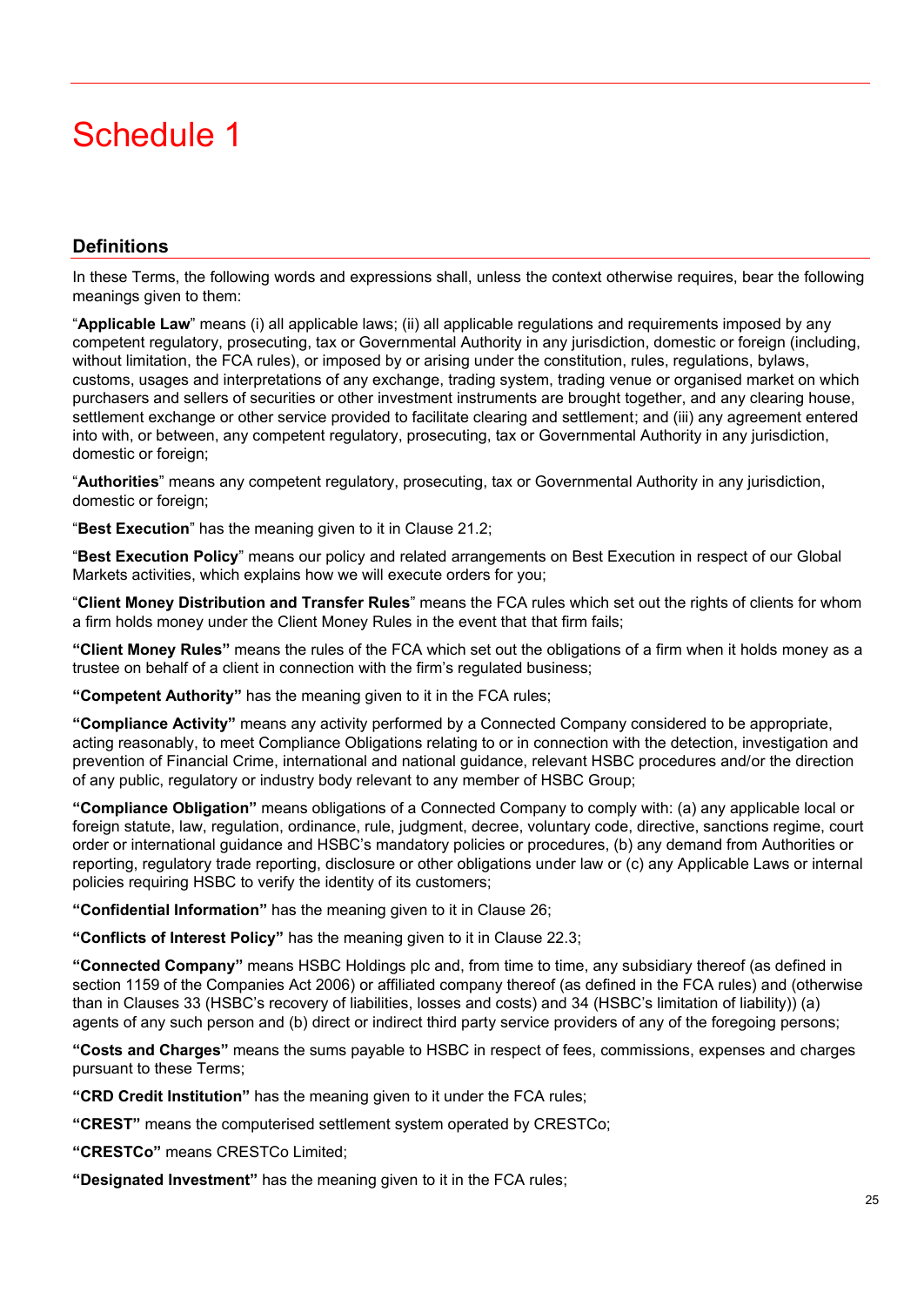# Schedule 1

## Definitions

In these Terms, the following words and expressions shall, unless the context otherwise requires, bear the following meanings given to them:

"**Applicable Law**" means (i) all applicable laws; (ii) all applicable regulations and requirements imposed by any competent regulatory, prosecuting, tax or Governmental Authority in any jurisdiction, domestic or foreign (including, without limitation, the FCA rules), or imposed by or arising under the constitution, rules, regulations, bylaws, customs, usages and interpretations of any exchange, trading system, trading venue or organised market on which purchasers and sellers of securities or other investment instruments are brought together, and any clearing house, settlement exchange or other service provided to facilitate clearing and settlement; and (iii) any agreement entered into with, or between, any competent regulatory, prosecuting, tax or Governmental Authority in any jurisdiction, domestic or foreign;

"**Authorities**" means any competent regulatory, prosecuting, tax or Governmental Authority in any jurisdiction, domestic or foreign;

"**Best Execution**" has the meaning given to it in Clause 21.2;

"**Best Execution Policy**" means our policy and related arrangements on Best Execution in respect of our Global Markets activities, which explains how we will execute orders for you;

"**Client Money Distribution and Transfer Rules**" means the FCA rules which set out the rights of clients for whom a firm holds money under the Client Money Rules in the event that that firm fails;

**"Client Money Rules"** means the rules of the FCA which set out the obligations of a firm when it holds money as a trustee on behalf of a client in connection with the firm's regulated business;

**"Competent Authority"** has the meaning given to it in the FCA rules;

**"Compliance Activity"** means any activity performed by a Connected Company considered to be appropriate, acting reasonably, to meet Compliance Obligations relating to or in connection with the detection, investigation and prevention of Financial Crime, international and national guidance, relevant HSBC procedures and/or the direction of any public, regulatory or industry body relevant to any member of HSBC Group;

**"Compliance Obligation"** means obligations of a Connected Company to comply with: (a) any applicable local or foreign statute, law, regulation, ordinance, rule, judgment, decree, voluntary code, directive, sanctions regime, court order or international guidance and HSBC's mandatory policies or procedures, (b) any demand from Authorities or reporting, regulatory trade reporting, disclosure or other obligations under law or (c) any Applicable Laws or internal policies requiring HSBC to verify the identity of its customers;

**"Confidential Information"** has the meaning given to it in Clause 26;

**"Conflicts of Interest Policy"** has the meaning given to it in Clause 22.3;

**"Connected Company"** means HSBC Holdings plc and, from time to time, any subsidiary thereof (as defined in section 1159 of the Companies Act 2006) or affiliated company thereof (as defined in the FCA rules) and (otherwise than in Clauses 33 (HSBC's recovery of liabilities, losses and costs) and 34 (HSBC's limitation of liability)) (a) agents of any such person and (b) direct or indirect third party service providers of any of the foregoing persons;

**"Costs and Charges"** means the sums payable to HSBC in respect of fees, commissions, expenses and charges pursuant to these Terms;

**"CRD Credit Institution"** has the meaning given to it under the FCA rules;

**"CREST"** means the computerised settlement system operated by CRESTCo;

**"CRESTCo"** means CRESTCo Limited;

**"Designated Investment"** has the meaning given to it in the FCA rules;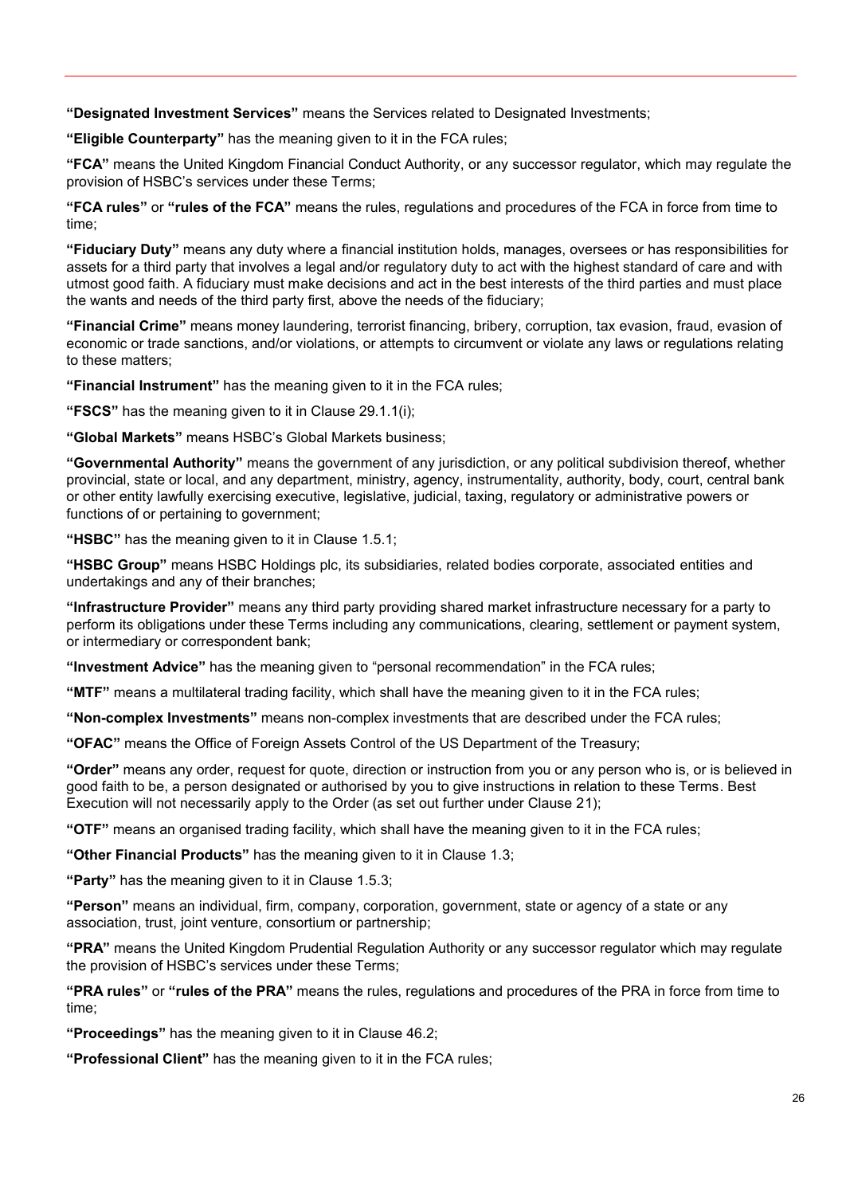**"Designated Investment Services"** means the Services related to Designated Investments;

**"Eligible Counterparty"** has the meaning given to it in the FCA rules;

**"FCA"** means the United Kingdom Financial Conduct Authority, or any successor regulator, which may regulate the provision of HSBC's services under these Terms;

**"FCA rules"** or **"rules of the FCA"** means the rules, regulations and procedures of the FCA in force from time to time;

**"Fiduciary Duty"** means any duty where a financial institution holds, manages, oversees or has responsibilities for assets for a third party that involves a legal and/or regulatory duty to act with the highest standard of care and with utmost good faith. A fiduciary must make decisions and act in the best interests of the third parties and must place the wants and needs of the third party first, above the needs of the fiduciary;

**"Financial Crime"** means money laundering, terrorist financing, bribery, corruption, tax evasion, fraud, evasion of economic or trade sanctions, and/or violations, or attempts to circumvent or violate any laws or regulations relating to these matters;

**"Financial Instrument"** has the meaning given to it in the FCA rules;

**"FSCS"** has the meaning given to it in Clause 29.1.1(i);

**"Global Markets"** means HSBC's Global Markets business;

**"Governmental Authority"** means the government of any jurisdiction, or any political subdivision thereof, whether provincial, state or local, and any department, ministry, agency, instrumentality, authority, body, court, central bank or other entity lawfully exercising executive, legislative, judicial, taxing, regulatory or administrative powers or functions of or pertaining to government;

**"HSBC"** has the meaning given to it in Clause 1.5.1;

**"HSBC Group"** means HSBC Holdings plc, its subsidiaries, related bodies corporate, associated entities and undertakings and any of their branches;

**"Infrastructure Provider"** means any third party providing shared market infrastructure necessary for a party to perform its obligations under these Terms including any communications, clearing, settlement or payment system, or intermediary or correspondent bank;

**"Investment Advice"** has the meaning given to "personal recommendation" in the FCA rules;

**"MTF"** means a multilateral trading facility, which shall have the meaning given to it in the FCA rules;

**"Non-complex Investments"** means non-complex investments that are described under the FCA rules;

**"OFAC"** means the Office of Foreign Assets Control of the US Department of the Treasury;

**"Order"** means any order, request for quote, direction or instruction from you or any person who is, or is believed in good faith to be, a person designated or authorised by you to give instructions in relation to these Terms. Best Execution will not necessarily apply to the Order (as set out further under Clause 21);

**"OTF"** means an organised trading facility, which shall have the meaning given to it in the FCA rules;

**"Other Financial Products"** has the meaning given to it in Clause 1.3;

**"Party"** has the meaning given to it in Clause 1.5.3;

**"Person"** means an individual, firm, company, corporation, government, state or agency of a state or any association, trust, joint venture, consortium or partnership;

**"PRA"** means the United Kingdom Prudential Regulation Authority or any successor regulator which may regulate the provision of HSBC's services under these Terms;

**"PRA rules"** or **"rules of the PRA"** means the rules, regulations and procedures of the PRA in force from time to time;

**"Proceedings"** has the meaning given to it in Clause 46.2;

**"Professional Client"** has the meaning given to it in the FCA rules;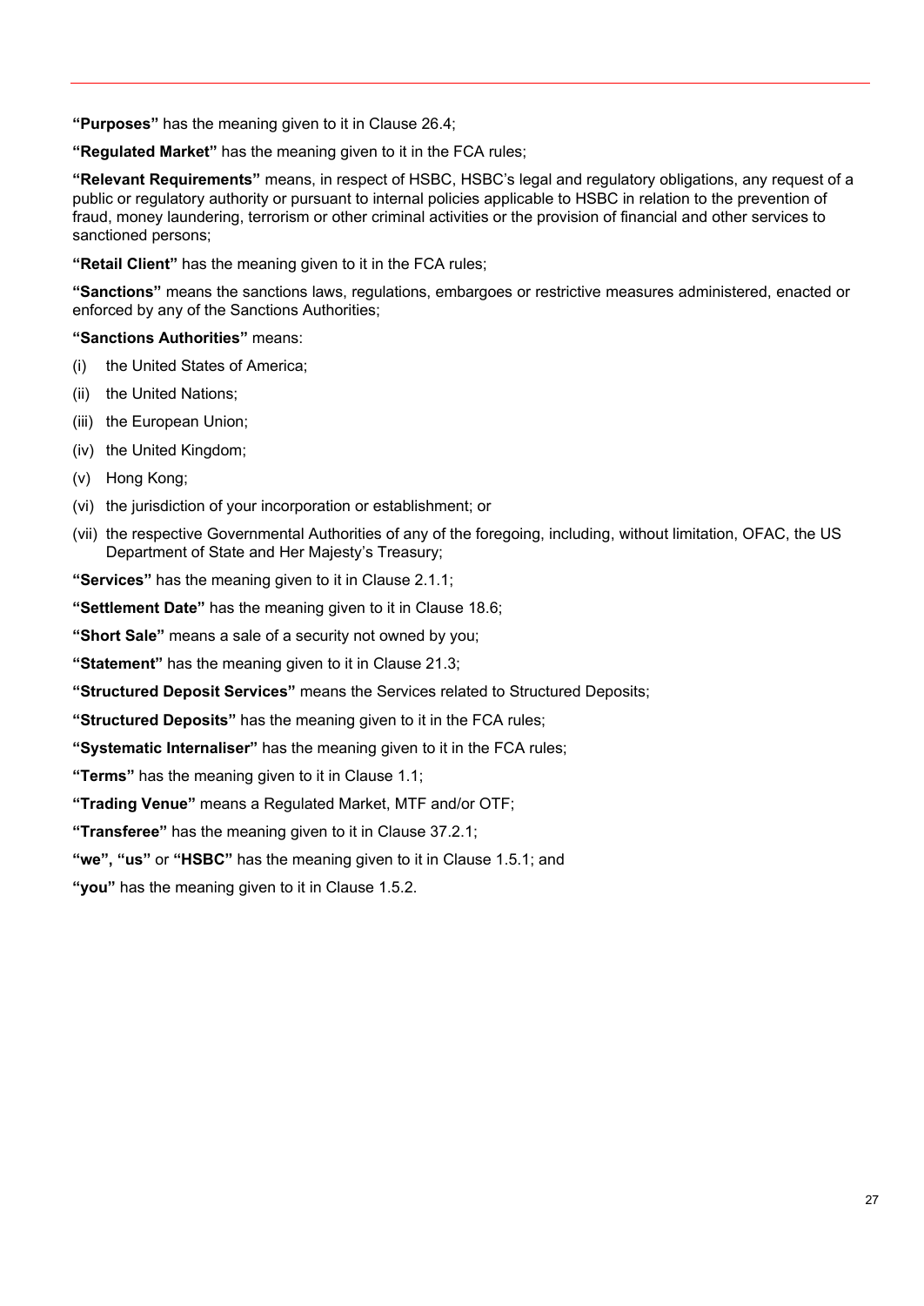**"Purposes"** has the meaning given to it in Clause 26.4;

**"Regulated Market"** has the meaning given to it in the FCA rules;

**"Relevant Requirements"** means, in respect of HSBC, HSBC's legal and regulatory obligations, any request of a public or regulatory authority or pursuant to internal policies applicable to HSBC in relation to the prevention of fraud, money laundering, terrorism or other criminal activities or the provision of financial and other services to sanctioned persons;

**"Retail Client"** has the meaning given to it in the FCA rules;

**"Sanctions"** means the sanctions laws, regulations, embargoes or restrictive measures administered, enacted or enforced by any of the Sanctions Authorities;

**"Sanctions Authorities"** means:

(i) the United States of America;

(ii) the United Nations;

(iii) the European Union;

(iv) the United Kingdom;

(v) Hong Kong;

(vi) the jurisdiction of your incorporation or establishment; or

(vii) the respective Governmental Authorities of any of the foregoing, including, without limitation, OFAC, the US Department of State and Her Majesty's Treasury;

**"Services"** has the meaning given to it in Clause 2.1.1;

**"Settlement Date"** has the meaning given to it in Clause 18.6;

**"Short Sale"** means a sale of a security not owned by you;

**"Statement"** has the meaning given to it in Clause 21.3;

**"Structured Deposit Services"** means the Services related to Structured Deposits;

**"Structured Deposits"** has the meaning given to it in the FCA rules;

**"Systematic Internaliser"** has the meaning given to it in the FCA rules;

**"Terms"** has the meaning given to it in Clause 1.1;

**"Trading Venue"** means a Regulated Market, MTF and/or OTF;

**"Transferee"** has the meaning given to it in Clause 37.2.1;

**"we", "us"** or **"HSBC"** has the meaning given to it in Clause 1.5.1; and

**"you"** has the meaning given to it in Clause 1.5.2.